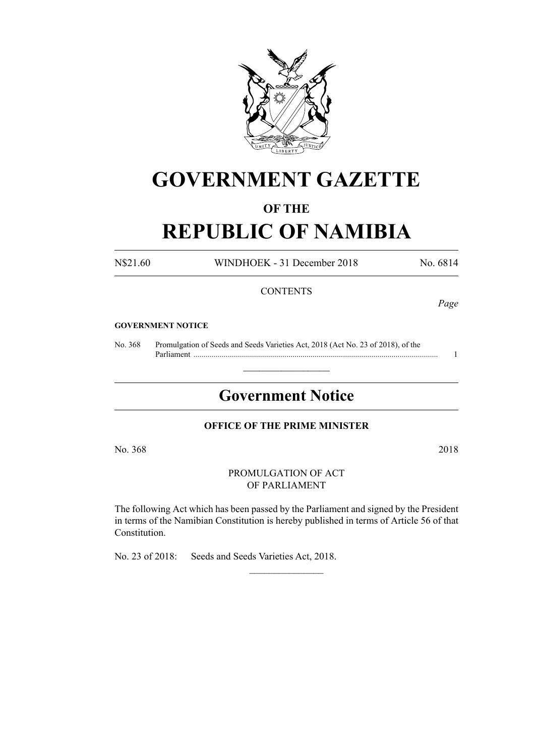# GOVERNMENT GAZETTE

### OF THE

# REPUBLIC OF NAMIBIA

N$21.60 WINDHOEK - 31 December 2018 No. 6814

CONTENTS

*Page*

**GOVERNMENT NOTICE**

No. 368 Promulgation of Seeds and Seeds Varieties Act, 2018 (Act No. 23 of 2018), of the Parliament ........................................................................................................................ 1

---

## Government Notice

**OFFICE OF THE PRIME MINISTER**

No. 368 2018

PROMULGATION OF ACT
OF PARLIAMENT

The following Act which has been passed by the Parliament and signed by the President in terms of the Namibian Constitution is hereby published in terms of Article 56 of that Constitution.

No. 23 of 2018: Seeds and Seeds Varieties Act, 2018.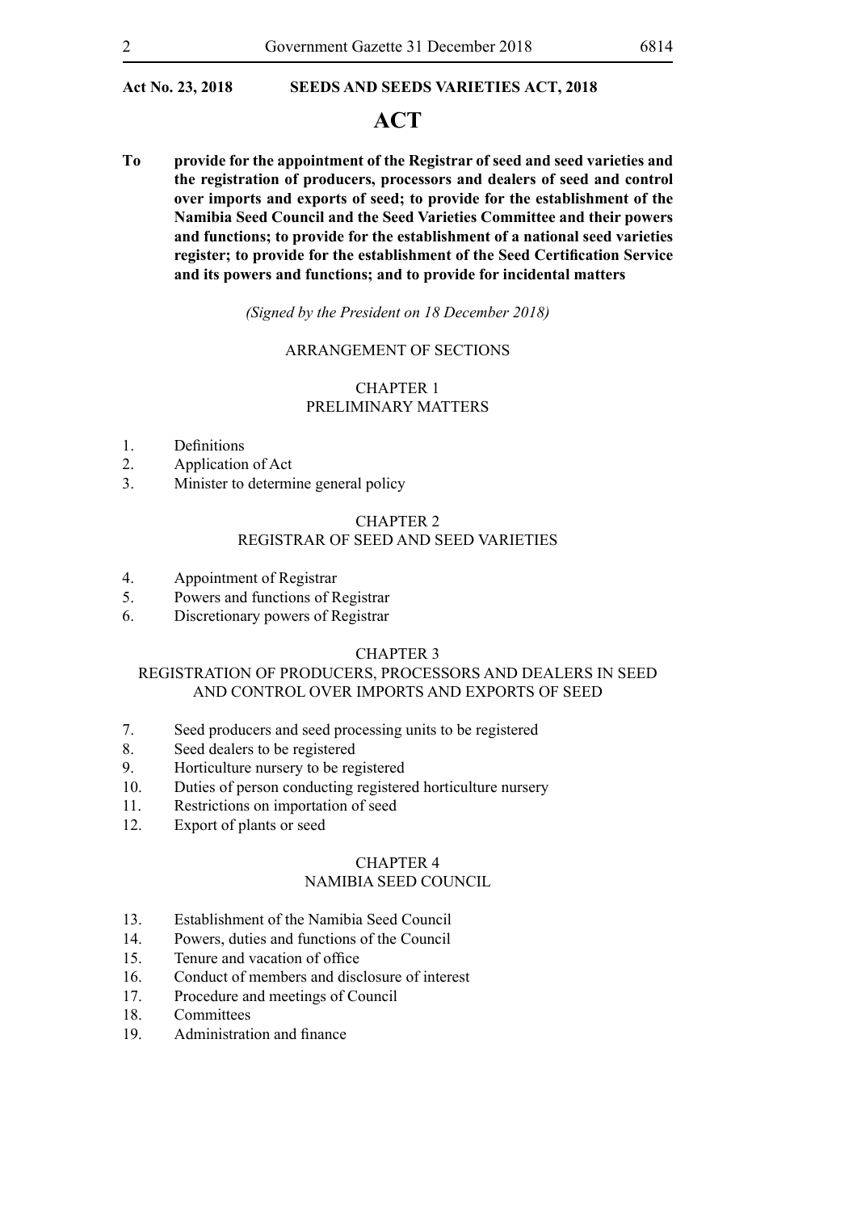**Act No. 23, 2018 SEEDS AND SEEDS VARIETIES ACT, 2018**

# ACT

**To provide for the appointment of the Registrar of seed and seed varieties and the registration of producers, processors and dealers of seed and control over imports and exports of seed; to provide for the establishment of the Namibia Seed Council and the Seed Varieties Committee and their powers and functions; to provide for the establishment of a national seed varieties register; to provide for the establishment of the Seed Certification Service and its powers and functions; and to provide for incidental matters**

*(Signed by the President on 18 December 2018)*

## ARRANGEMENT OF SECTIONS

### CHAPTER 1
### PRELIMINARY MATTERS

1. Definitions
2. Application of Act
3. Minister to determine general policy

### CHAPTER 2
### REGISTRAR OF SEED AND SEED VARIETIES

4. Appointment of Registrar
5. Powers and functions of Registrar
6. Discretionary powers of Registrar

### CHAPTER 3
### REGISTRATION OF PRODUCERS, PROCESSORS AND DEALERS IN SEED AND CONTROL OVER IMPORTS AND EXPORTS OF SEED

7. Seed producers and seed processing units to be registered
8. Seed dealers to be registered
9. Horticulture nursery to be registered
10. Duties of person conducting registered horticulture nursery
11. Restrictions on importation of seed
12. Export of plants or seed

### CHAPTER 4
### NAMIBIA SEED COUNCIL

13. Establishment of the Namibia Seed Council
14. Powers, duties and functions of the Council
15. Tenure and vacation of office
16. Conduct of members and disclosure of interest
17. Procedure and meetings of Council
18. Committees
19. Administration and finance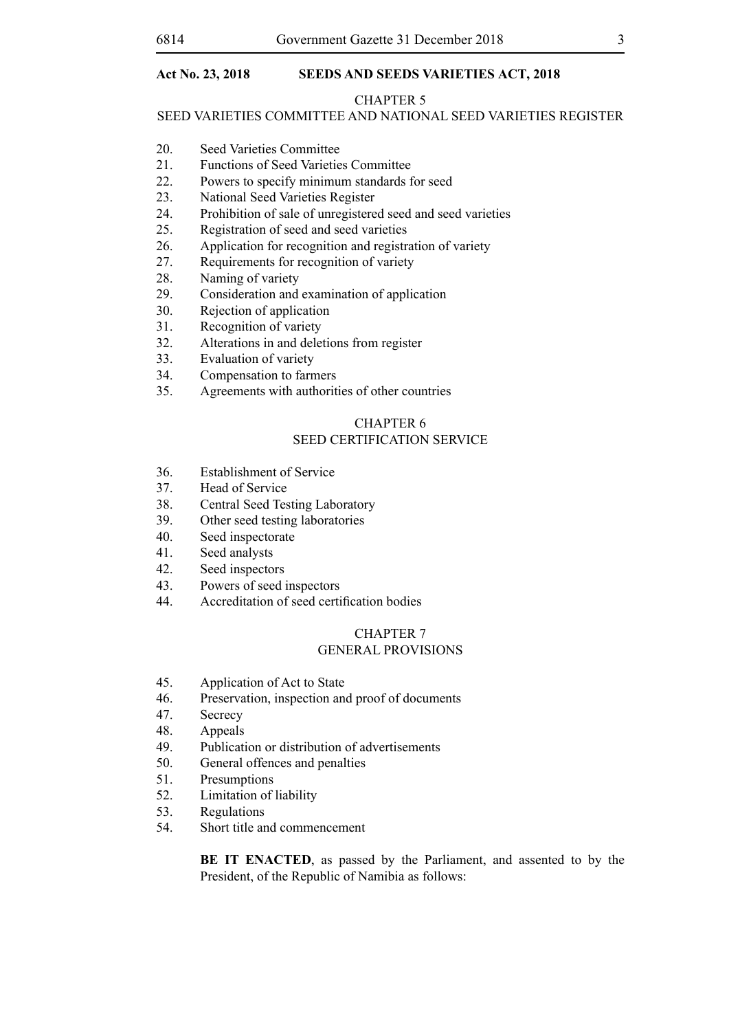**Act No. 23, 2018 SEEDS AND SEEDS VARIETIES ACT, 2018**

## CHAPTER 5
## SEED VARIETIES COMMITTEE AND NATIONAL SEED VARIETIES REGISTER

20. Seed Varieties Committee
21. Functions of Seed Varieties Committee
22. Powers to specify minimum standards for seed
23. National Seed Varieties Register
24. Prohibition of sale of unregistered seed and seed varieties
25. Registration of seed and seed varieties
26. Application for recognition and registration of variety
27. Requirements for recognition of variety
28. Naming of variety
29. Consideration and examination of application
30. Rejection of application
31. Recognition of variety
32. Alterations in and deletions from register
33. Evaluation of variety
34. Compensation to farmers
35. Agreements with authorities of other countries

## CHAPTER 6
## SEED CERTIFICATION SERVICE

36. Establishment of Service
37. Head of Service
38. Central Seed Testing Laboratory
39. Other seed testing laboratories
40. Seed inspectorate
41. Seed analysts
42. Seed inspectors
43. Powers of seed inspectors
44. Accreditation of seed certification bodies

## CHAPTER 7
## GENERAL PROVISIONS

45. Application of Act to State
46. Preservation, inspection and proof of documents
47. Secrecy
48. Appeals
49. Publication or distribution of advertisements
50. General offences and penalties
51. Presumptions
52. Limitation of liability
53. Regulations
54. Short title and commencement

**BE IT ENACTED**, as passed by the Parliament, and assented to by the President, of the Republic of Namibia as follows: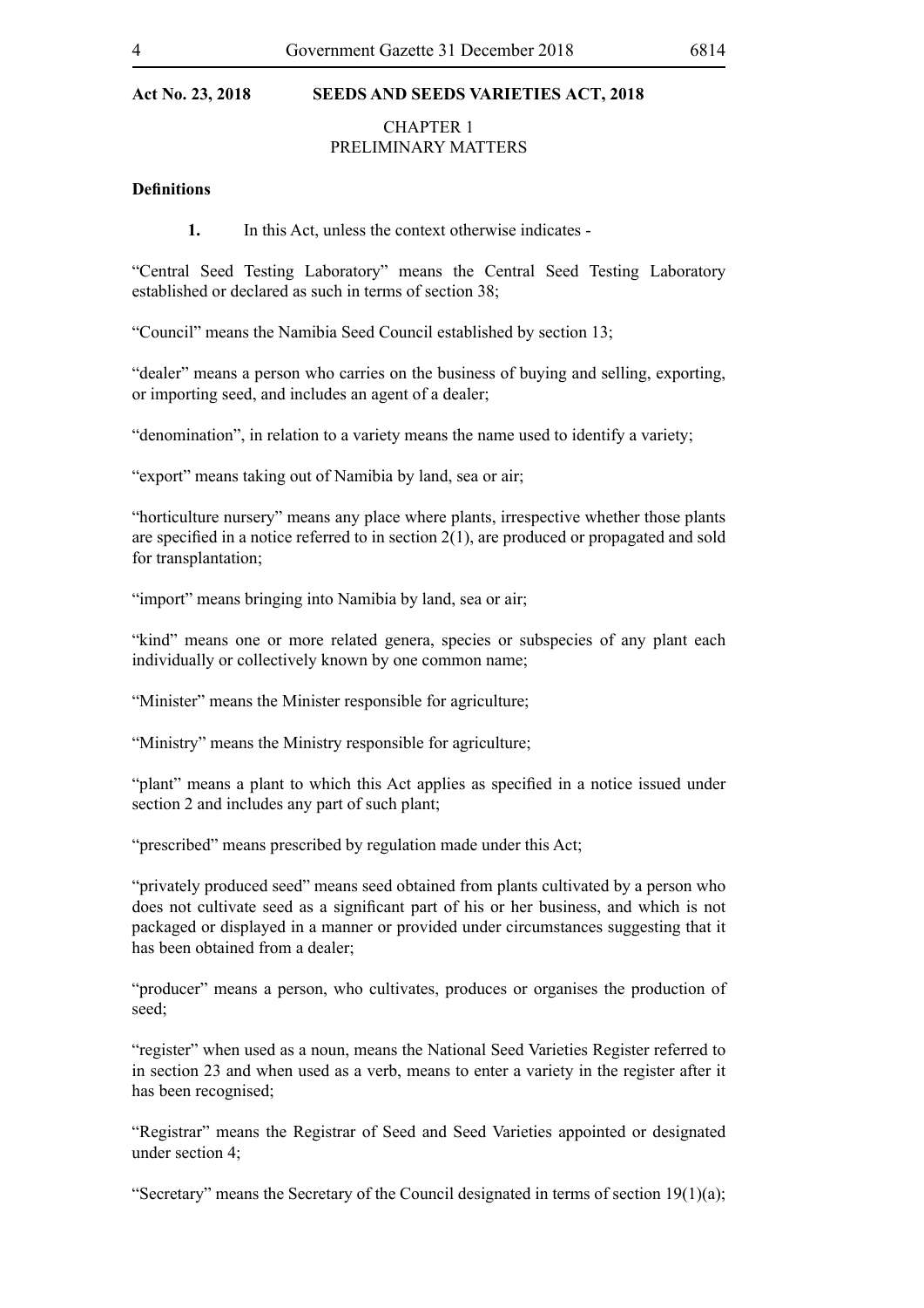**Act No. 23, 2018 SEEDS AND SEEDS VARIETIES ACT, 2018**

CHAPTER 1
PRELIMINARY MATTERS

**Definitions**

**1.** In this Act, unless the context otherwise indicates -

"Central Seed Testing Laboratory" means the Central Seed Testing Laboratory established or declared as such in terms of section 38;

"Council" means the Namibia Seed Council established by section 13;

"dealer" means a person who carries on the business of buying and selling, exporting, or importing seed, and includes an agent of a dealer;

"denomination", in relation to a variety means the name used to identify a variety;

"export" means taking out of Namibia by land, sea or air;

"horticulture nursery" means any place where plants, irrespective whether those plants are specified in a notice referred to in section 2(1), are produced or propagated and sold for transplantation;

"import" means bringing into Namibia by land, sea or air;

"kind" means one or more related genera, species or subspecies of any plant each individually or collectively known by one common name;

"Minister" means the Minister responsible for agriculture;

"Ministry" means the Ministry responsible for agriculture;

"plant" means a plant to which this Act applies as specified in a notice issued under section 2 and includes any part of such plant;

"prescribed" means prescribed by regulation made under this Act;

"privately produced seed" means seed obtained from plants cultivated by a person who does not cultivate seed as a significant part of his or her business, and which is not packaged or displayed in a manner or provided under circumstances suggesting that it has been obtained from a dealer;

"producer" means a person, who cultivates, produces or organises the production of seed;

"register" when used as a noun, means the National Seed Varieties Register referred to in section 23 and when used as a verb, means to enter a variety in the register after it has been recognised;

"Registrar" means the Registrar of Seed and Seed Varieties appointed or designated under section 4;

"Secretary" means the Secretary of the Council designated in terms of section 19(1)(a);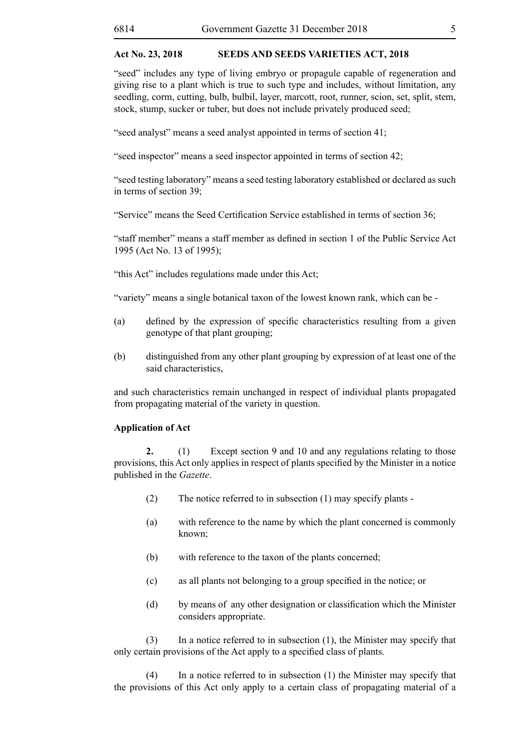"seed" includes any type of living embryo or propagule capable of regeneration and giving rise to a plant which is true to such type and includes, without limitation, any seedling, corm, cutting, bulb, bulbil, layer, marcott, root, runner, scion, set, split, stem, stock, stump, sucker or tuber, but does not include privately produced seed;

"seed analyst" means a seed analyst appointed in terms of section 41;

"seed inspector" means a seed inspector appointed in terms of section 42;

"seed testing laboratory" means a seed testing laboratory established or declared as such in terms of section 39;

"Service" means the Seed Certification Service established in terms of section 36;

"staff member" means a staff member as defined in section 1 of the Public Service Act 1995 (Act No. 13 of 1995);

"this Act" includes regulations made under this Act;

"variety" means a single botanical taxon of the lowest known rank, which can be -

(a) defined by the expression of specific characteristics resulting from a given genotype of that plant grouping;

(b) distinguished from any other plant grouping by expression of at least one of the said characteristics,

and such characteristics remain unchanged in respect of individual plants propagated from propagating material of the variety in question.

**Application of Act**

**2.** (1) Except section 9 and 10 and any regulations relating to those provisions, this Act only applies in respect of plants specified by the Minister in a notice published in the *Gazette*.

(2) The notice referred to in subsection (1) may specify plants -

(a) with reference to the name by which the plant concerned is commonly known;

(b) with reference to the taxon of the plants concerned;

(c) as all plants not belonging to a group specified in the notice; or

(d) by means of any other designation or classification which the Minister considers appropriate.

(3) In a notice referred to in subsection (1), the Minister may specify that only certain provisions of the Act apply to a specified class of plants.

(4) In a notice referred to in subsection (1) the Minister may specify that the provisions of this Act only apply to a certain class of propagating material of a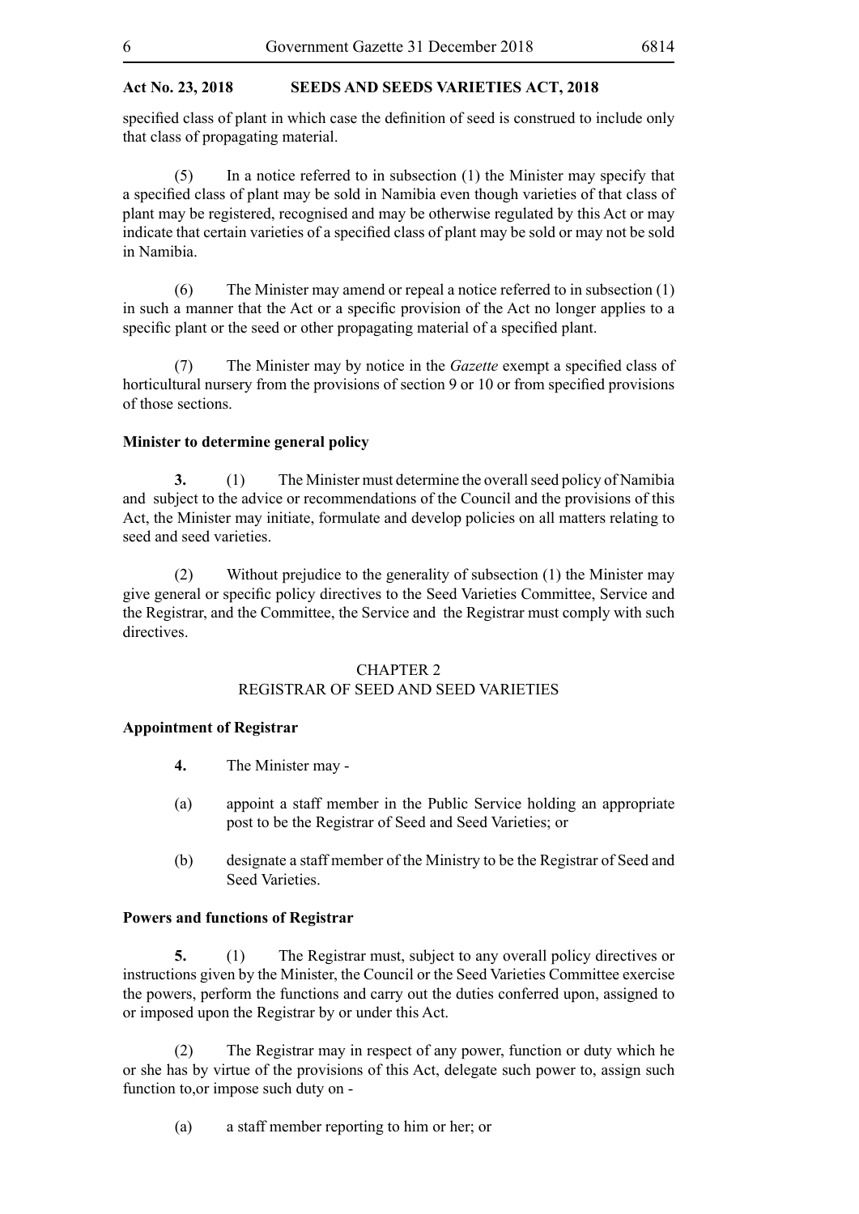specified class of plant in which case the definition of seed is construed to include only that class of propagating material.

(5) In a notice referred to in subsection (1) the Minister may specify that a specified class of plant may be sold in Namibia even though varieties of that class of plant may be registered, recognised and may be otherwise regulated by this Act or may indicate that certain varieties of a specified class of plant may be sold or may not be sold in Namibia.

(6) The Minister may amend or repeal a notice referred to in subsection (1) in such a manner that the Act or a specific provision of the Act no longer applies to a specific plant or the seed or other propagating material of a specified plant.

(7) The Minister may by notice in the *Gazette* exempt a specified class of horticultural nursery from the provisions of section 9 or 10 or from specified provisions of those sections.

**Minister to determine general policy**

**3.** (1) The Minister must determine the overall seed policy of Namibia and subject to the advice or recommendations of the Council and the provisions of this Act, the Minister may initiate, formulate and develop policies on all matters relating to seed and seed varieties.

(2) Without prejudice to the generality of subsection (1) the Minister may give general or specific policy directives to the Seed Varieties Committee, Service and the Registrar, and the Committee, the Service and the Registrar must comply with such directives.

## CHAPTER 2
## REGISTRAR OF SEED AND SEED VARIETIES

**Appointment of Registrar**

**4.** The Minister may -

(a) appoint a staff member in the Public Service holding an appropriate post to be the Registrar of Seed and Seed Varieties; or

(b) designate a staff member of the Ministry to be the Registrar of Seed and Seed Varieties.

**Powers and functions of Registrar**

**5.** (1) The Registrar must, subject to any overall policy directives or instructions given by the Minister, the Council or the Seed Varieties Committee exercise the powers, perform the functions and carry out the duties conferred upon, assigned to or imposed upon the Registrar by or under this Act.

(2) The Registrar may in respect of any power, function or duty which he or she has by virtue of the provisions of this Act, delegate such power to, assign such function to,or impose such duty on -

(a) a staff member reporting to him or her; or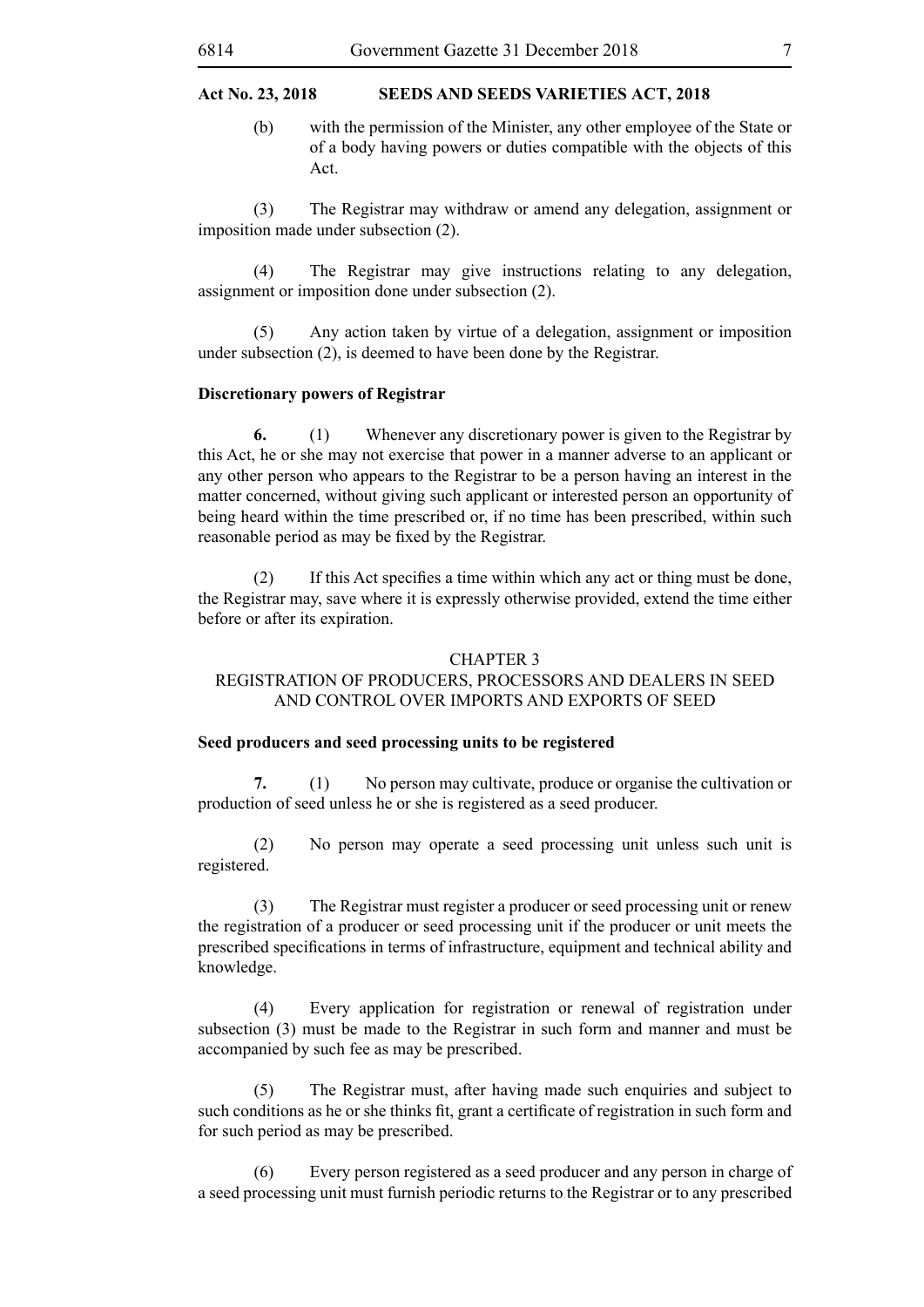(b) with the permission of the Minister, any other employee of the State or of a body having powers or duties compatible with the objects of this Act.

(3) The Registrar may withdraw or amend any delegation, assignment or imposition made under subsection (2).

(4) The Registrar may give instructions relating to any delegation, assignment or imposition done under subsection (2).

(5) Any action taken by virtue of a delegation, assignment or imposition under subsection (2), is deemed to have been done by the Registrar.

**Discretionary powers of Registrar**

**6.** (1) Whenever any discretionary power is given to the Registrar by this Act, he or she may not exercise that power in a manner adverse to an applicant or any other person who appears to the Registrar to be a person having an interest in the matter concerned, without giving such applicant or interested person an opportunity of being heard within the time prescribed or, if no time has been prescribed, within such reasonable period as may be fixed by the Registrar.

(2) If this Act specifies a time within which any act or thing must be done, the Registrar may, save where it is expressly otherwise provided, extend the time either before or after its expiration.

## CHAPTER 3
## REGISTRATION OF PRODUCERS, PROCESSORS AND DEALERS IN SEED AND CONTROL OVER IMPORTS AND EXPORTS OF SEED

**Seed producers and seed processing units to be registered**

**7.** (1) No person may cultivate, produce or organise the cultivation or production of seed unless he or she is registered as a seed producer.

(2) No person may operate a seed processing unit unless such unit is registered.

(3) The Registrar must register a producer or seed processing unit or renew the registration of a producer or seed processing unit if the producer or unit meets the prescribed specifications in terms of infrastructure, equipment and technical ability and knowledge.

(4) Every application for registration or renewal of registration under subsection (3) must be made to the Registrar in such form and manner and must be accompanied by such fee as may be prescribed.

(5) The Registrar must, after having made such enquiries and subject to such conditions as he or she thinks fit, grant a certificate of registration in such form and for such period as may be prescribed.

(6) Every person registered as a seed producer and any person in charge of a seed processing unit must furnish periodic returns to the Registrar or to any prescribed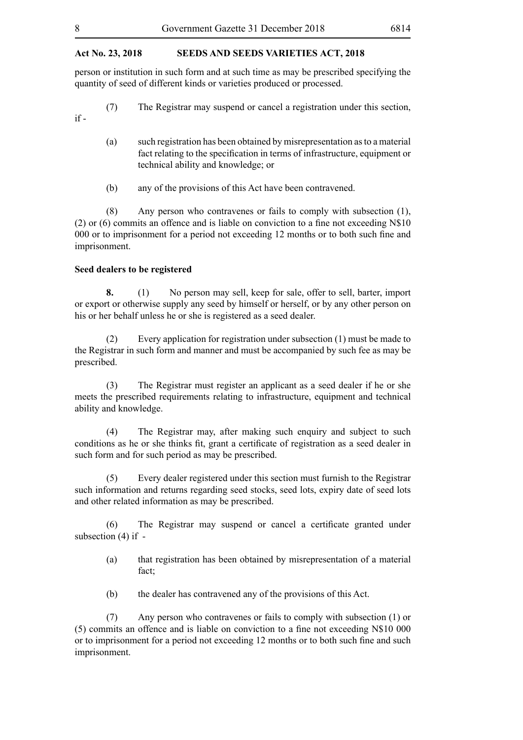person or institution in such form and at such time as may be prescribed specifying the quantity of seed of different kinds or varieties produced or processed.

(7) The Registrar may suspend or cancel a registration under this section, if -

(a) such registration has been obtained by misrepresentation as to a material fact relating to the specification in terms of infrastructure, equipment or technical ability and knowledge; or

(b) any of the provisions of this Act have been contravened.

(8) Any person who contravenes or fails to comply with subsection (1), (2) or (6) commits an offence and is liable on conviction to a fine not exceeding N$10 000 or to imprisonment for a period not exceeding 12 months or to both such fine and imprisonment.

**Seed dealers to be registered**

**8.** (1) No person may sell, keep for sale, offer to sell, barter, import or export or otherwise supply any seed by himself or herself, or by any other person on his or her behalf unless he or she is registered as a seed dealer.

(2) Every application for registration under subsection (1) must be made to the Registrar in such form and manner and must be accompanied by such fee as may be prescribed.

(3) The Registrar must register an applicant as a seed dealer if he or she meets the prescribed requirements relating to infrastructure, equipment and technical ability and knowledge.

(4) The Registrar may, after making such enquiry and subject to such conditions as he or she thinks fit, grant a certificate of registration as a seed dealer in such form and for such period as may be prescribed.

(5) Every dealer registered under this section must furnish to the Registrar such information and returns regarding seed stocks, seed lots, expiry date of seed lots and other related information as may be prescribed.

(6) The Registrar may suspend or cancel a certificate granted under subsection (4) if -

(a) that registration has been obtained by misrepresentation of a material fact;

(b) the dealer has contravened any of the provisions of this Act.

(7) Any person who contravenes or fails to comply with subsection (1) or (5) commits an offence and is liable on conviction to a fine not exceeding N$10 000 or to imprisonment for a period not exceeding 12 months or to both such fine and such imprisonment.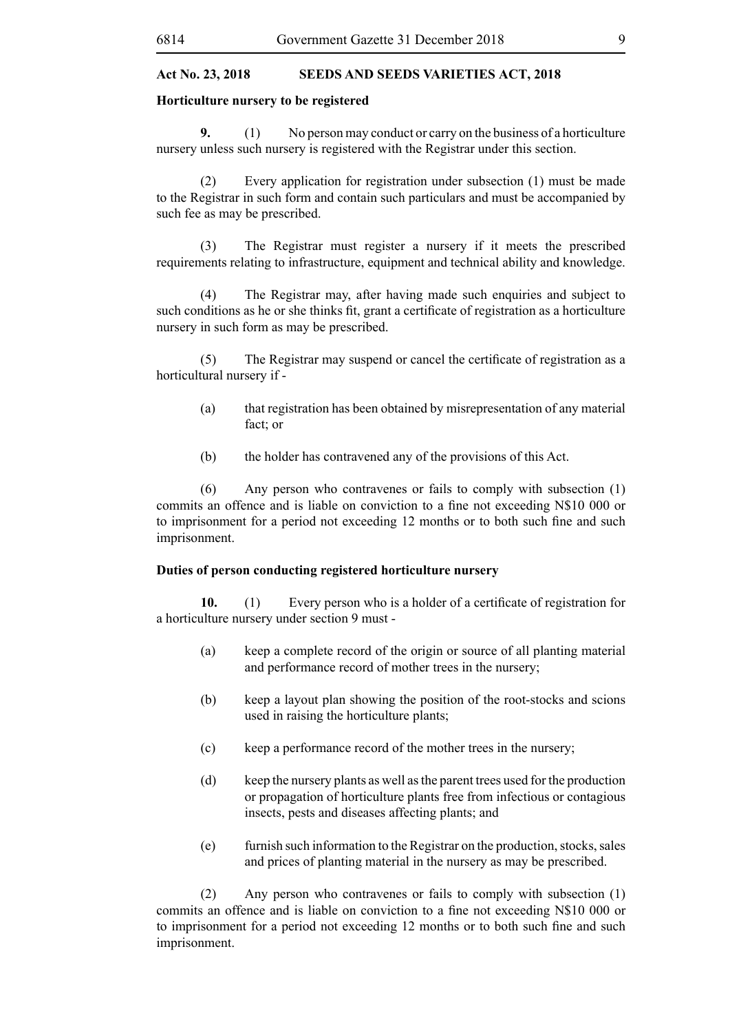**Horticulture nursery to be registered**

**9.** (1) No person may conduct or carry on the business of a horticulture nursery unless such nursery is registered with the Registrar under this section.

(2) Every application for registration under subsection (1) must be made to the Registrar in such form and contain such particulars and must be accompanied by such fee as may be prescribed.

(3) The Registrar must register a nursery if it meets the prescribed requirements relating to infrastructure, equipment and technical ability and knowledge.

(4) The Registrar may, after having made such enquiries and subject to such conditions as he or she thinks fit, grant a certificate of registration as a horticulture nursery in such form as may be prescribed.

(5) The Registrar may suspend or cancel the certificate of registration as a horticultural nursery if -

(a) that registration has been obtained by misrepresentation of any material fact; or

(b) the holder has contravened any of the provisions of this Act.

(6) Any person who contravenes or fails to comply with subsection (1) commits an offence and is liable on conviction to a fine not exceeding N$10 000 or to imprisonment for a period not exceeding 12 months or to both such fine and such imprisonment.

**Duties of person conducting registered horticulture nursery**

**10.** (1) Every person who is a holder of a certificate of registration for a horticulture nursery under section 9 must -

(a) keep a complete record of the origin or source of all planting material and performance record of mother trees in the nursery;

(b) keep a layout plan showing the position of the root-stocks and scions used in raising the horticulture plants;

(c) keep a performance record of the mother trees in the nursery;

(d) keep the nursery plants as well as the parent trees used for the production or propagation of horticulture plants free from infectious or contagious insects, pests and diseases affecting plants; and

(e) furnish such information to the Registrar on the production, stocks, sales and prices of planting material in the nursery as may be prescribed.

(2) Any person who contravenes or fails to comply with subsection (1) commits an offence and is liable on conviction to a fine not exceeding N$10 000 or to imprisonment for a period not exceeding 12 months or to both such fine and such imprisonment.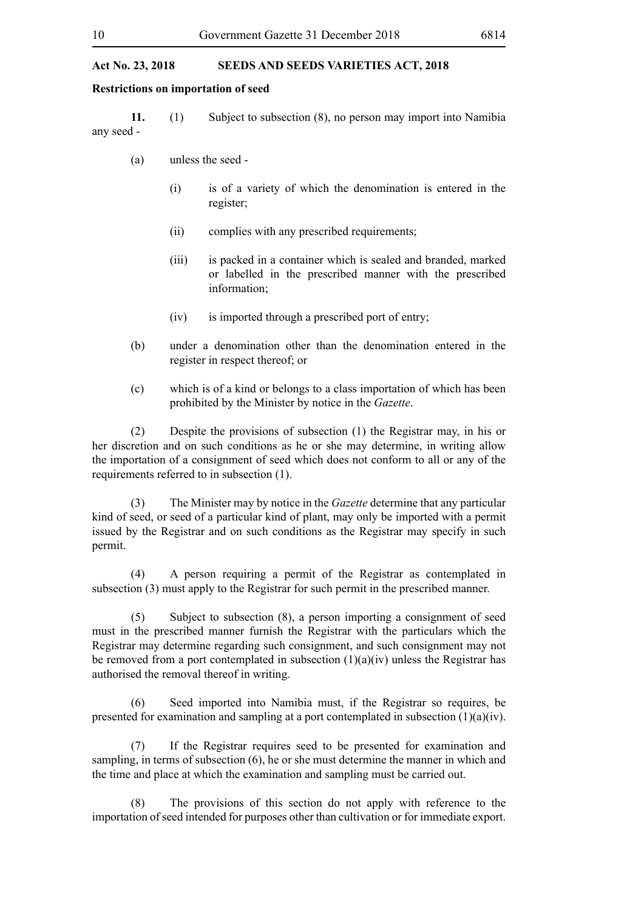**Restrictions on importation of seed**

**11.** (1) Subject to subsection (8), no person may import into Namibia any seed -

(a) unless the seed -

(i) is of a variety of which the denomination is entered in the register;

(ii) complies with any prescribed requirements;

(iii) is packed in a container which is sealed and branded, marked or labelled in the prescribed manner with the prescribed information;

(iv) is imported through a prescribed port of entry;

(b) under a denomination other than the denomination entered in the register in respect thereof; or

(c) which is of a kind or belongs to a class importation of which has been prohibited by the Minister by notice in the *Gazette*.

(2) Despite the provisions of subsection (1) the Registrar may, in his or her discretion and on such conditions as he or she may determine, in writing allow the importation of a consignment of seed which does not conform to all or any of the requirements referred to in subsection (1).

(3) The Minister may by notice in the *Gazette* determine that any particular kind of seed, or seed of a particular kind of plant, may only be imported with a permit issued by the Registrar and on such conditions as the Registrar may specify in such permit.

(4) A person requiring a permit of the Registrar as contemplated in subsection (3) must apply to the Registrar for such permit in the prescribed manner.

(5) Subject to subsection (8), a person importing a consignment of seed must in the prescribed manner furnish the Registrar with the particulars which the Registrar may determine regarding such consignment, and such consignment may not be removed from a port contemplated in subsection (1)(a)(iv) unless the Registrar has authorised the removal thereof in writing.

(6) Seed imported into Namibia must, if the Registrar so requires, be presented for examination and sampling at a port contemplated in subsection (1)(a)(iv).

(7) If the Registrar requires seed to be presented for examination and sampling, in terms of subsection (6), he or she must determine the manner in which and the time and place at which the examination and sampling must be carried out.

(8) The provisions of this section do not apply with reference to the importation of seed intended for purposes other than cultivation or for immediate export.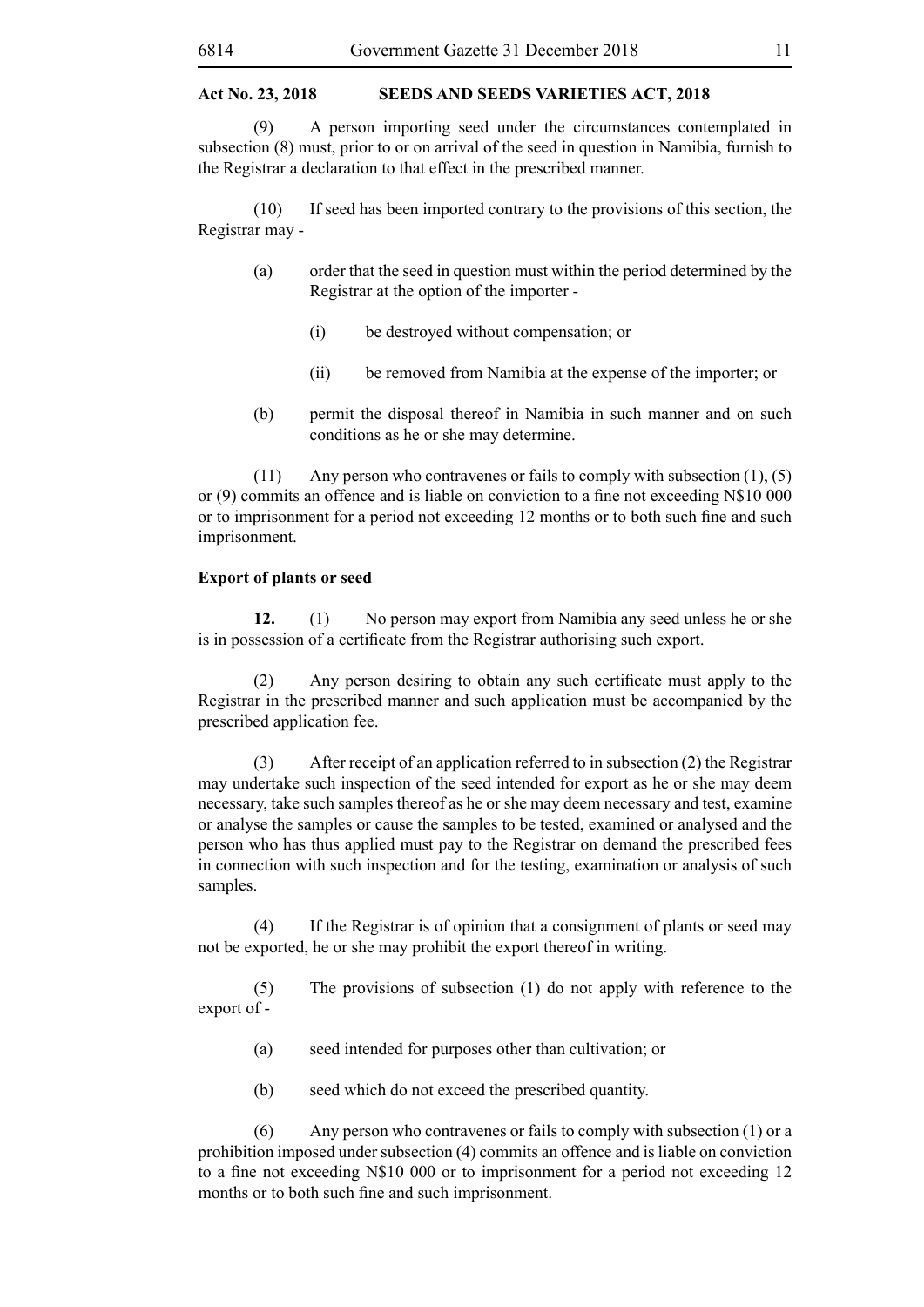(9) A person importing seed under the circumstances contemplated in subsection (8) must, prior to or on arrival of the seed in question in Namibia, furnish to the Registrar a declaration to that effect in the prescribed manner.

(10) If seed has been imported contrary to the provisions of this section, the Registrar may -

(a) order that the seed in question must within the period determined by the Registrar at the option of the importer -

(i) be destroyed without compensation; or

(ii) be removed from Namibia at the expense of the importer; or

(b) permit the disposal thereof in Namibia in such manner and on such conditions as he or she may determine.

(11) Any person who contravenes or fails to comply with subsection (1), (5) or (9) commits an offence and is liable on conviction to a fine not exceeding N$10 000 or to imprisonment for a period not exceeding 12 months or to both such fine and such imprisonment.

**Export of plants or seed**

**12.** (1) No person may export from Namibia any seed unless he or she is in possession of a certificate from the Registrar authorising such export.

(2) Any person desiring to obtain any such certificate must apply to the Registrar in the prescribed manner and such application must be accompanied by the prescribed application fee.

(3) After receipt of an application referred to in subsection (2) the Registrar may undertake such inspection of the seed intended for export as he or she may deem necessary, take such samples thereof as he or she may deem necessary and test, examine or analyse the samples or cause the samples to be tested, examined or analysed and the person who has thus applied must pay to the Registrar on demand the prescribed fees in connection with such inspection and for the testing, examination or analysis of such samples.

(4) If the Registrar is of opinion that a consignment of plants or seed may not be exported, he or she may prohibit the export thereof in writing.

(5) The provisions of subsection (1) do not apply with reference to the export of -

(a) seed intended for purposes other than cultivation; or

(b) seed which do not exceed the prescribed quantity.

(6) Any person who contravenes or fails to comply with subsection (1) or a prohibition imposed under subsection (4) commits an offence and is liable on conviction to a fine not exceeding N$10 000 or to imprisonment for a period not exceeding 12 months or to both such fine and such imprisonment.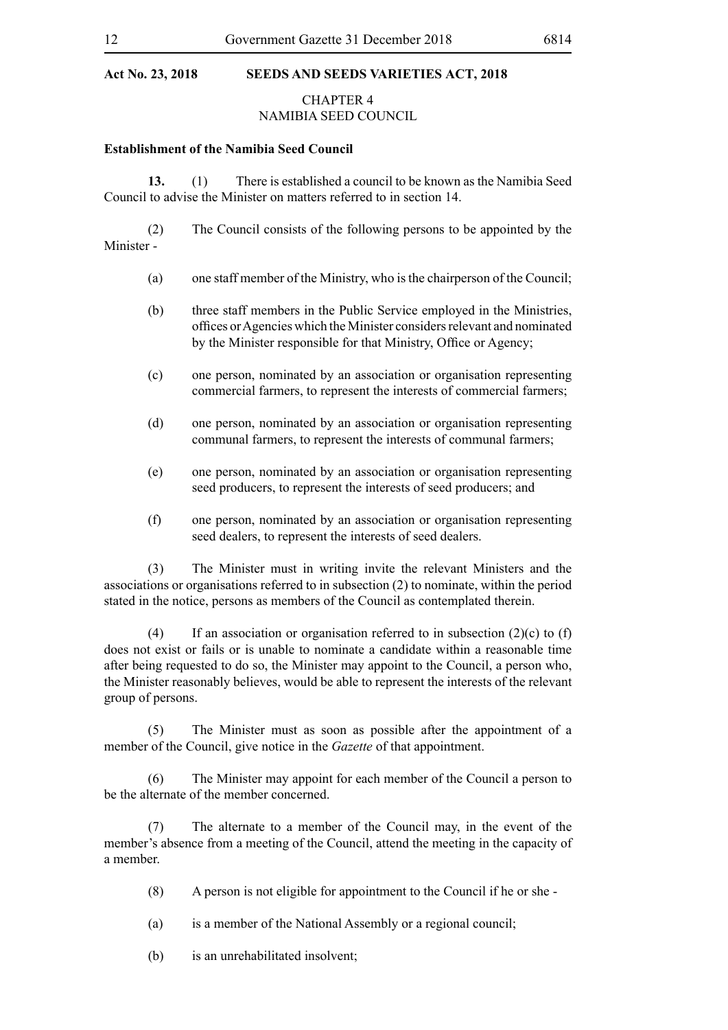**Act No. 23, 2018 SEEDS AND SEEDS VARIETIES ACT, 2018**

## CHAPTER 4
## NAMIBIA SEED COUNCIL

**Establishment of the Namibia Seed Council**

**13.** (1) There is established a council to be known as the Namibia Seed Council to advise the Minister on matters referred to in section 14.

(2) The Council consists of the following persons to be appointed by the Minister -

(a) one staff member of the Ministry, who is the chairperson of the Council;

(b) three staff members in the Public Service employed in the Ministries, offices or Agencies which the Minister considers relevant and nominated by the Minister responsible for that Ministry, Office or Agency;

(c) one person, nominated by an association or organisation representing commercial farmers, to represent the interests of commercial farmers;

(d) one person, nominated by an association or organisation representing communal farmers, to represent the interests of communal farmers;

(e) one person, nominated by an association or organisation representing seed producers, to represent the interests of seed producers; and

(f) one person, nominated by an association or organisation representing seed dealers, to represent the interests of seed dealers.

(3) The Minister must in writing invite the relevant Ministers and the associations or organisations referred to in subsection (2) to nominate, within the period stated in the notice, persons as members of the Council as contemplated therein.

(4) If an association or organisation referred to in subsection (2)(c) to (f) does not exist or fails or is unable to nominate a candidate within a reasonable time after being requested to do so, the Minister may appoint to the Council, a person who, the Minister reasonably believes, would be able to represent the interests of the relevant group of persons.

(5) The Minister must as soon as possible after the appointment of a member of the Council, give notice in the *Gazette* of that appointment.

(6) The Minister may appoint for each member of the Council a person to be the alternate of the member concerned.

(7) The alternate to a member of the Council may, in the event of the member's absence from a meeting of the Council, attend the meeting in the capacity of a member.

(8) A person is not eligible for appointment to the Council if he or she -

(a) is a member of the National Assembly or a regional council;

(b) is an unrehabilitated insolvent;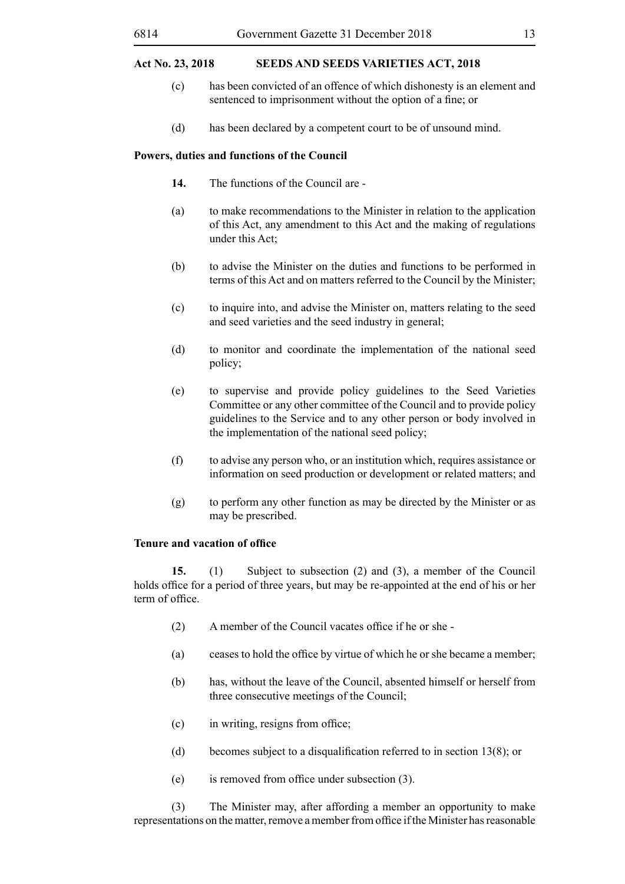(c) has been convicted of an offence of which dishonesty is an element and sentenced to imprisonment without the option of a fine; or

(d) has been declared by a competent court to be of unsound mind.

**Powers, duties and functions of the Council**

**14.** The functions of the Council are -

(a) to make recommendations to the Minister in relation to the application of this Act, any amendment to this Act and the making of regulations under this Act;

(b) to advise the Minister on the duties and functions to be performed in terms of this Act and on matters referred to the Council by the Minister;

(c) to inquire into, and advise the Minister on, matters relating to the seed and seed varieties and the seed industry in general;

(d) to monitor and coordinate the implementation of the national seed policy;

(e) to supervise and provide policy guidelines to the Seed Varieties Committee or any other committee of the Council and to provide policy guidelines to the Service and to any other person or body involved in the implementation of the national seed policy;

(f) to advise any person who, or an institution which, requires assistance or information on seed production or development or related matters; and

(g) to perform any other function as may be directed by the Minister or as may be prescribed.

**Tenure and vacation of office**

**15.** (1) Subject to subsection (2) and (3), a member of the Council holds office for a period of three years, but may be re-appointed at the end of his or her term of office.

(2) A member of the Council vacates office if he or she -

(a) ceases to hold the office by virtue of which he or she became a member;

(b) has, without the leave of the Council, absented himself or herself from three consecutive meetings of the Council;

(c) in writing, resigns from office;

(d) becomes subject to a disqualification referred to in section 13(8); or

(e) is removed from office under subsection (3).

(3) The Minister may, after affording a member an opportunity to make representations on the matter, remove a member from office if the Minister has reasonable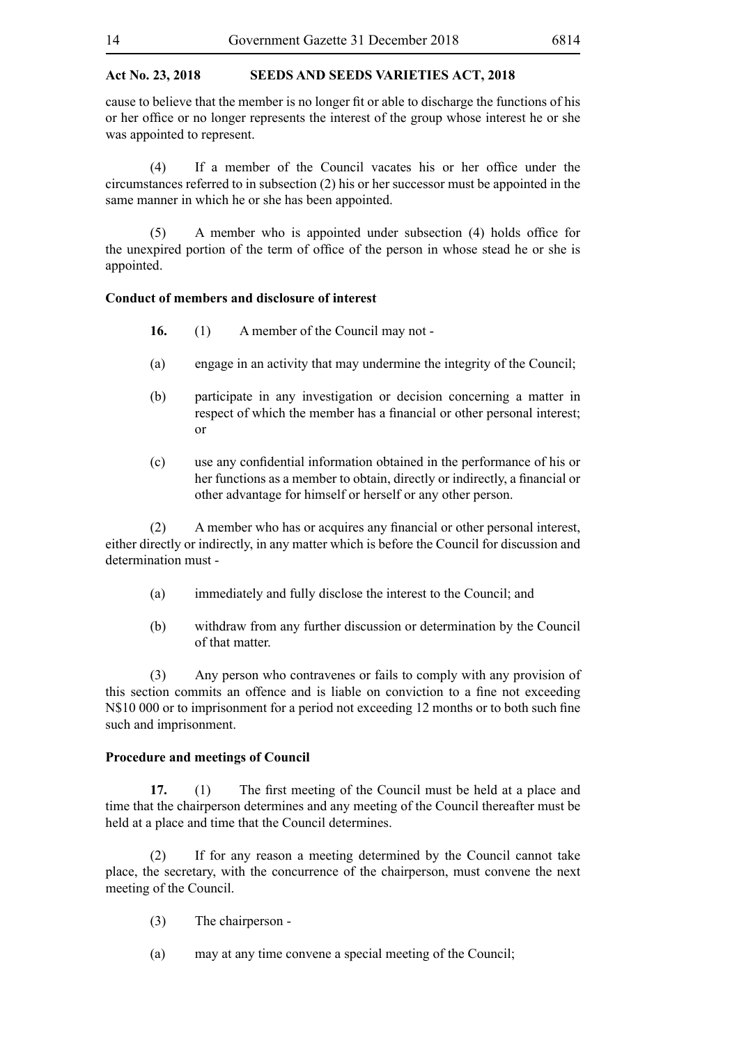cause to believe that the member is no longer fit or able to discharge the functions of his or her office or no longer represents the interest of the group whose interest he or she was appointed to represent.

(4) If a member of the Council vacates his or her office under the circumstances referred to in subsection (2) his or her successor must be appointed in the same manner in which he or she has been appointed.

(5) A member who is appointed under subsection (4) holds office for the unexpired portion of the term of office of the person in whose stead he or she is appointed.

**Conduct of members and disclosure of interest**

**16.** (1) A member of the Council may not -

(a) engage in an activity that may undermine the integrity of the Council;

(b) participate in any investigation or decision concerning a matter in respect of which the member has a financial or other personal interest; or

(c) use any confidential information obtained in the performance of his or her functions as a member to obtain, directly or indirectly, a financial or other advantage for himself or herself or any other person.

(2) A member who has or acquires any financial or other personal interest, either directly or indirectly, in any matter which is before the Council for discussion and determination must -

(a) immediately and fully disclose the interest to the Council; and

(b) withdraw from any further discussion or determination by the Council of that matter.

(3) Any person who contravenes or fails to comply with any provision of this section commits an offence and is liable on conviction to a fine not exceeding N$10 000 or to imprisonment for a period not exceeding 12 months or to both such fine such and imprisonment.

**Procedure and meetings of Council**

**17.** (1) The first meeting of the Council must be held at a place and time that the chairperson determines and any meeting of the Council thereafter must be held at a place and time that the Council determines.

(2) If for any reason a meeting determined by the Council cannot take place, the secretary, with the concurrence of the chairperson, must convene the next meeting of the Council.

(3) The chairperson -

(a) may at any time convene a special meeting of the Council;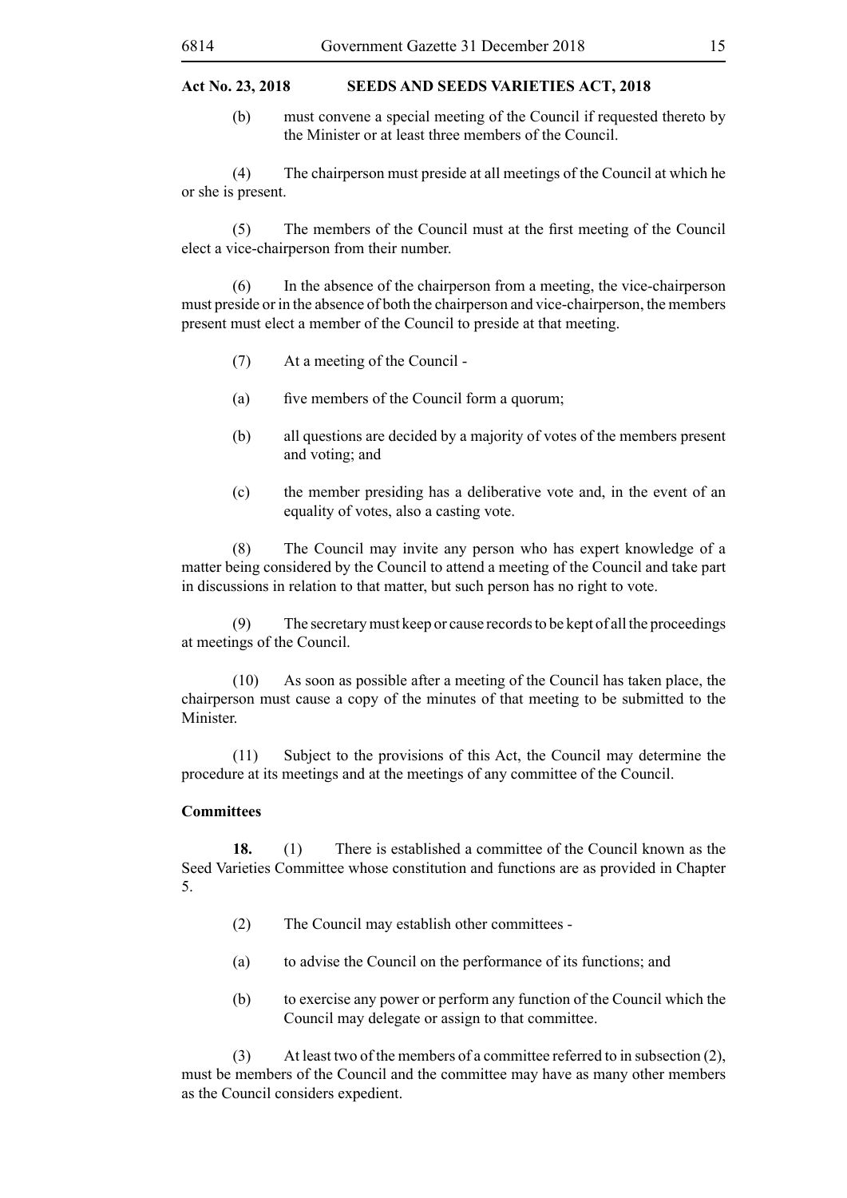(b) must convene a special meeting of the Council if requested thereto by the Minister or at least three members of the Council.

(4) The chairperson must preside at all meetings of the Council at which he or she is present.

(5) The members of the Council must at the first meeting of the Council elect a vice-chairperson from their number.

(6) In the absence of the chairperson from a meeting, the vice-chairperson must preside or in the absence of both the chairperson and vice-chairperson, the members present must elect a member of the Council to preside at that meeting.

(7) At a meeting of the Council -

(a) five members of the Council form a quorum;

(b) all questions are decided by a majority of votes of the members present and voting; and

(c) the member presiding has a deliberative vote and, in the event of an equality of votes, also a casting vote.

(8) The Council may invite any person who has expert knowledge of a matter being considered by the Council to attend a meeting of the Council and take part in discussions in relation to that matter, but such person has no right to vote.

(9) The secretary must keep or cause records to be kept of all the proceedings at meetings of the Council.

(10) As soon as possible after a meeting of the Council has taken place, the chairperson must cause a copy of the minutes of that meeting to be submitted to the Minister.

(11) Subject to the provisions of this Act, the Council may determine the procedure at its meetings and at the meetings of any committee of the Council.

**Committees**

**18.** (1) There is established a committee of the Council known as the Seed Varieties Committee whose constitution and functions are as provided in Chapter 5.

(2) The Council may establish other committees -

(a) to advise the Council on the performance of its functions; and

(b) to exercise any power or perform any function of the Council which the Council may delegate or assign to that committee.

(3) At least two of the members of a committee referred to in subsection (2), must be members of the Council and the committee may have as many other members as the Council considers expedient.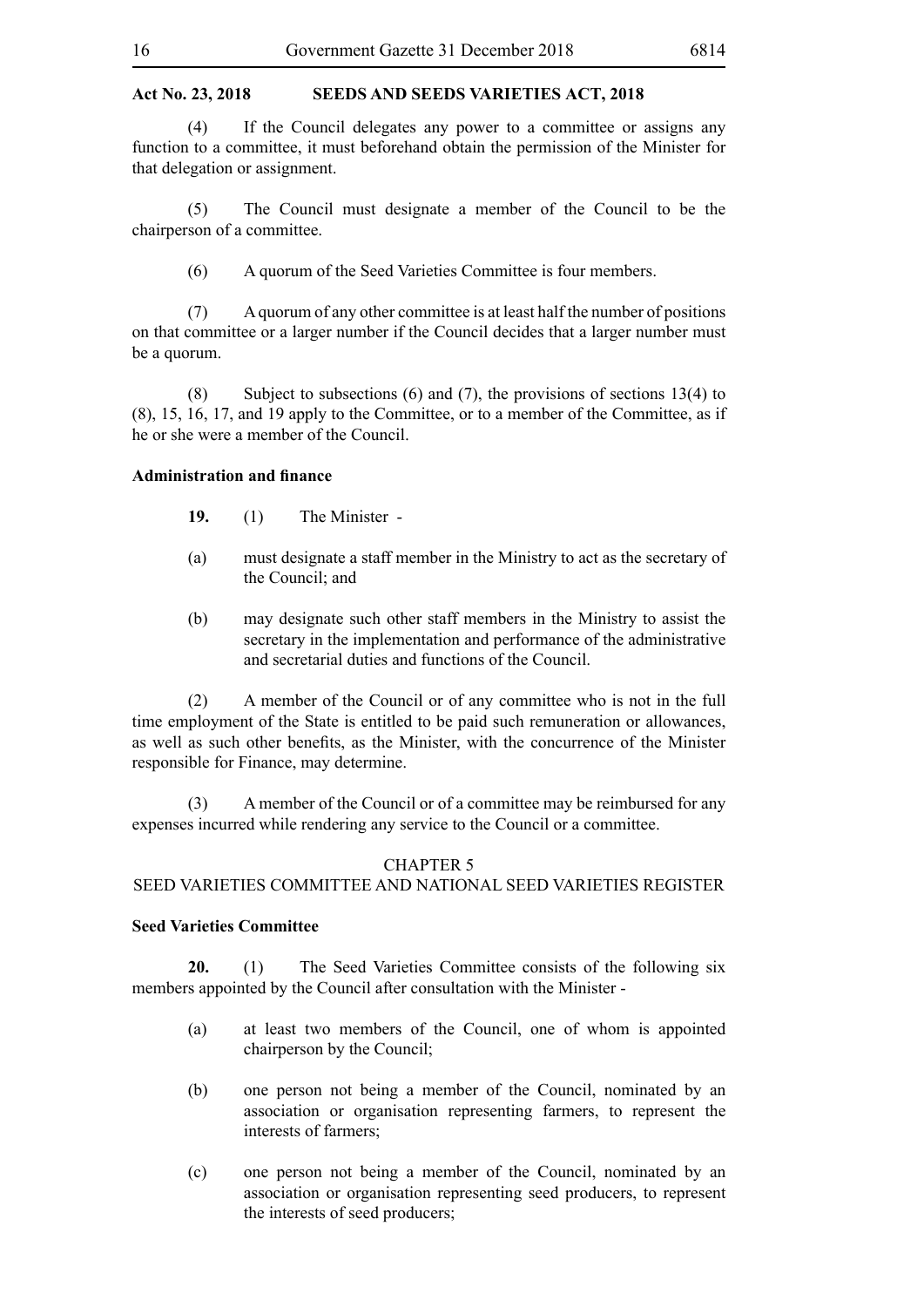**Act No. 23, 2018 SEEDS AND SEEDS VARIETIES ACT, 2018**

(4) If the Council delegates any power to a committee or assigns any function to a committee, it must beforehand obtain the permission of the Minister for that delegation or assignment.

(5) The Council must designate a member of the Council to be the chairperson of a committee.

(6) A quorum of the Seed Varieties Committee is four members.

(7) A quorum of any other committee is at least half the number of positions on that committee or a larger number if the Council decides that a larger number must be a quorum.

(8) Subject to subsections (6) and (7), the provisions of sections 13(4) to (8), 15, 16, 17, and 19 apply to the Committee, or to a member of the Committee, as if he or she were a member of the Council.

**Administration and finance**

**19.** (1) The Minister -

(a) must designate a staff member in the Ministry to act as the secretary of the Council; and

(b) may designate such other staff members in the Ministry to assist the secretary in the implementation and performance of the administrative and secretarial duties and functions of the Council.

(2) A member of the Council or of any committee who is not in the full time employment of the State is entitled to be paid such remuneration or allowances, as well as such other benefits, as the Minister, with the concurrence of the Minister responsible for Finance, may determine.

(3) A member of the Council or of a committee may be reimbursed for any expenses incurred while rendering any service to the Council or a committee.

## CHAPTER 5
## SEED VARIETIES COMMITTEE AND NATIONAL SEED VARIETIES REGISTER

**Seed Varieties Committee**

**20.** (1) The Seed Varieties Committee consists of the following six members appointed by the Council after consultation with the Minister -

(a) at least two members of the Council, one of whom is appointed chairperson by the Council;

(b) one person not being a member of the Council, nominated by an association or organisation representing farmers, to represent the interests of farmers;

(c) one person not being a member of the Council, nominated by an association or organisation representing seed producers, to represent the interests of seed producers;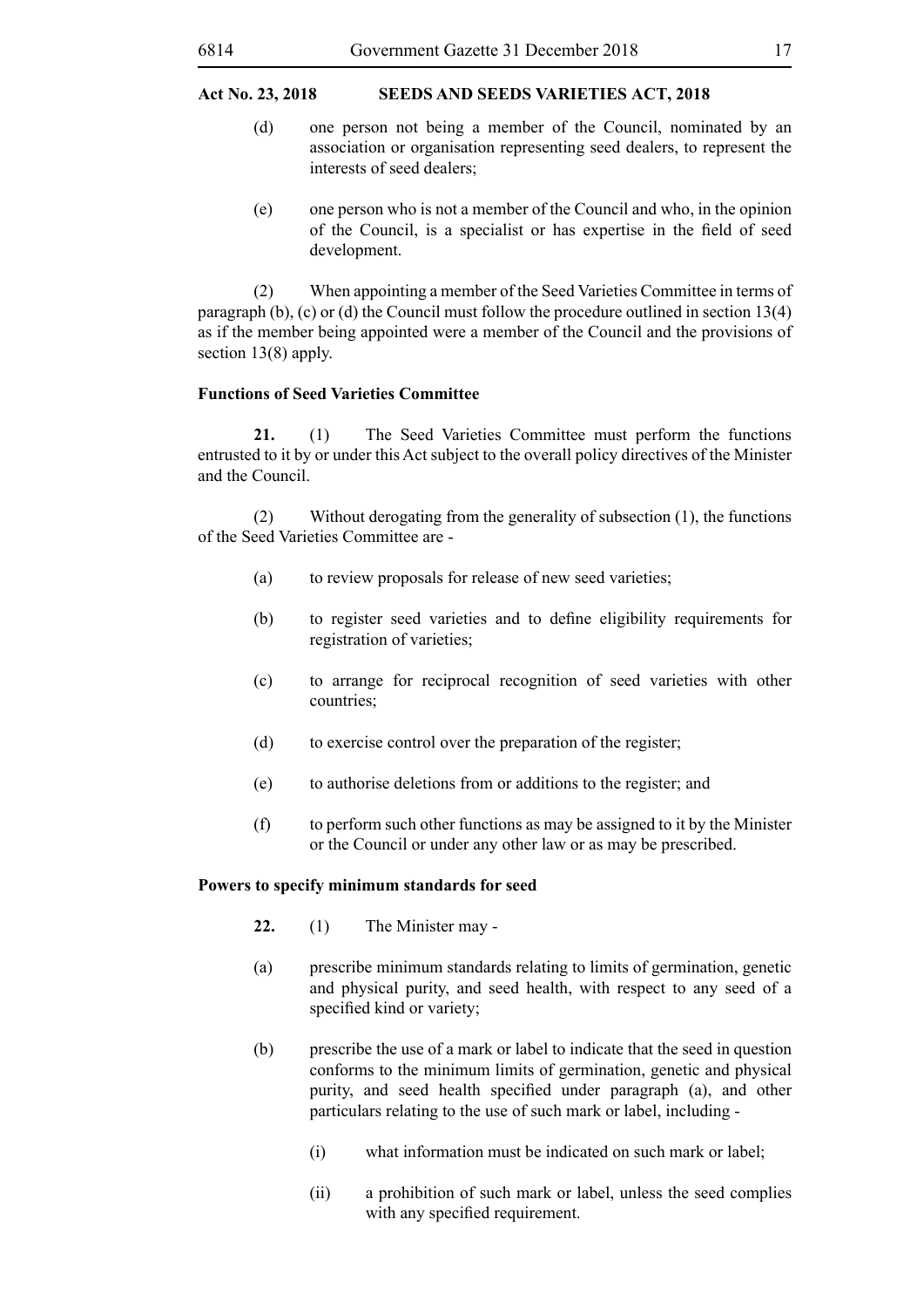(d) one person not being a member of the Council, nominated by an association or organisation representing seed dealers, to represent the interests of seed dealers;

(e) one person who is not a member of the Council and who, in the opinion of the Council, is a specialist or has expertise in the field of seed development.

(2) When appointing a member of the Seed Varieties Committee in terms of paragraph (b), (c) or (d) the Council must follow the procedure outlined in section 13(4) as if the member being appointed were a member of the Council and the provisions of section 13(8) apply.

**Functions of Seed Varieties Committee**

**21.** (1) The Seed Varieties Committee must perform the functions entrusted to it by or under this Act subject to the overall policy directives of the Minister and the Council.

(2) Without derogating from the generality of subsection (1), the functions of the Seed Varieties Committee are -

(a) to review proposals for release of new seed varieties;

(b) to register seed varieties and to define eligibility requirements for registration of varieties;

(c) to arrange for reciprocal recognition of seed varieties with other countries;

(d) to exercise control over the preparation of the register;

(e) to authorise deletions from or additions to the register; and

(f) to perform such other functions as may be assigned to it by the Minister or the Council or under any other law or as may be prescribed.

**Powers to specify minimum standards for seed**

**22.** (1) The Minister may -

(a) prescribe minimum standards relating to limits of germination, genetic and physical purity, and seed health, with respect to any seed of a specified kind or variety;

(b) prescribe the use of a mark or label to indicate that the seed in question conforms to the minimum limits of germination, genetic and physical purity, and seed health specified under paragraph (a), and other particulars relating to the use of such mark or label, including -

(i) what information must be indicated on such mark or label;

(ii) a prohibition of such mark or label, unless the seed complies with any specified requirement.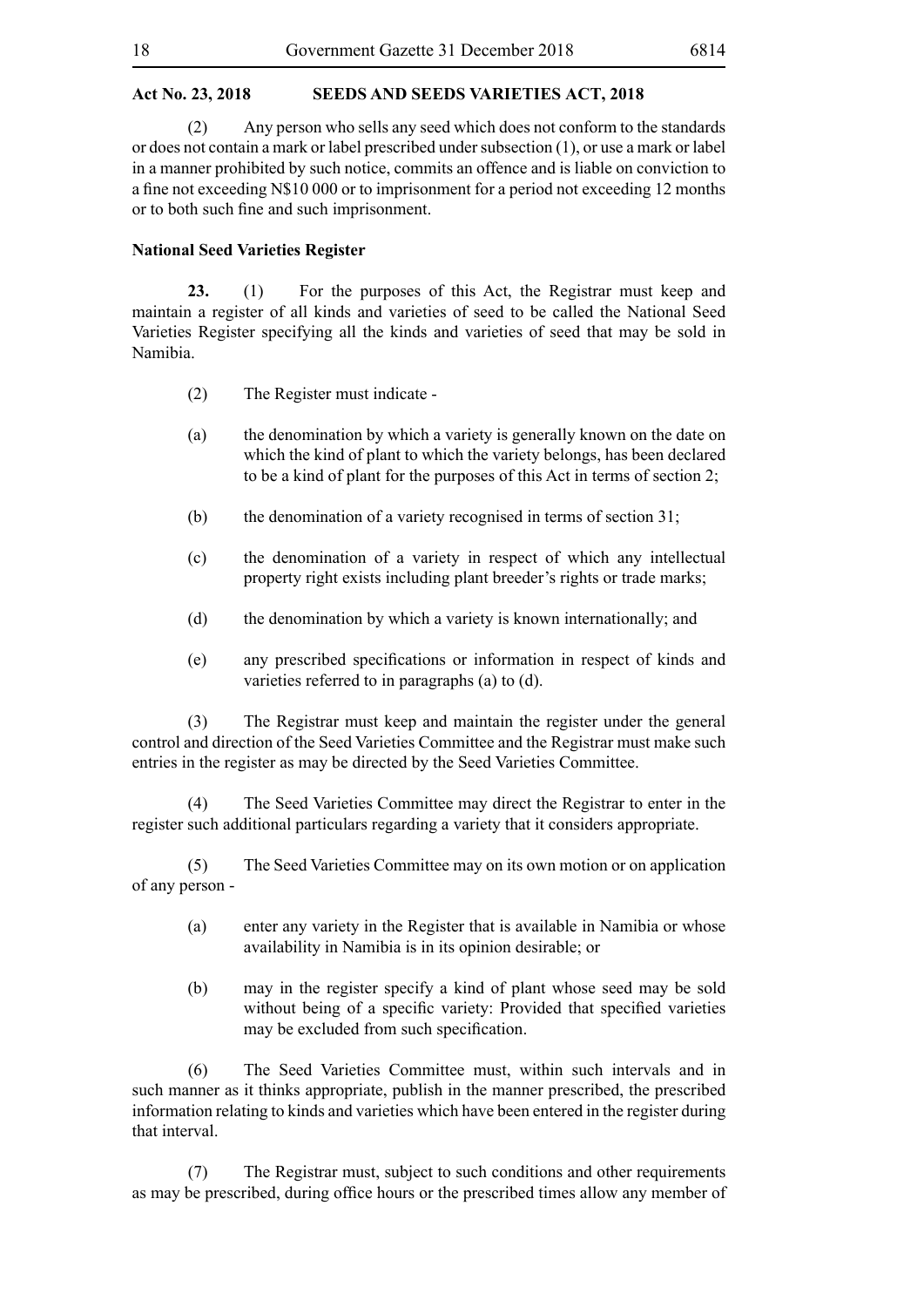(2) Any person who sells any seed which does not conform to the standards or does not contain a mark or label prescribed under subsection (1), or use a mark or label in a manner prohibited by such notice, commits an offence and is liable on conviction to a fine not exceeding N$10 000 or to imprisonment for a period not exceeding 12 months or to both such fine and such imprisonment.

**National Seed Varieties Register**

**23.** (1) For the purposes of this Act, the Registrar must keep and maintain a register of all kinds and varieties of seed to be called the National Seed Varieties Register specifying all the kinds and varieties of seed that may be sold in Namibia.

(2) The Register must indicate -

(a) the denomination by which a variety is generally known on the date on which the kind of plant to which the variety belongs, has been declared to be a kind of plant for the purposes of this Act in terms of section 2;

(b) the denomination of a variety recognised in terms of section 31;

(c) the denomination of a variety in respect of which any intellectual property right exists including plant breeder's rights or trade marks;

(d) the denomination by which a variety is known internationally; and

(e) any prescribed specifications or information in respect of kinds and varieties referred to in paragraphs (a) to (d).

(3) The Registrar must keep and maintain the register under the general control and direction of the Seed Varieties Committee and the Registrar must make such entries in the register as may be directed by the Seed Varieties Committee.

(4) The Seed Varieties Committee may direct the Registrar to enter in the register such additional particulars regarding a variety that it considers appropriate.

(5) The Seed Varieties Committee may on its own motion or on application of any person -

(a) enter any variety in the Register that is available in Namibia or whose availability in Namibia is in its opinion desirable; or

(b) may in the register specify a kind of plant whose seed may be sold without being of a specific variety: Provided that specified varieties may be excluded from such specification.

(6) The Seed Varieties Committee must, within such intervals and in such manner as it thinks appropriate, publish in the manner prescribed, the prescribed information relating to kinds and varieties which have been entered in the register during that interval.

(7) The Registrar must, subject to such conditions and other requirements as may be prescribed, during office hours or the prescribed times allow any member of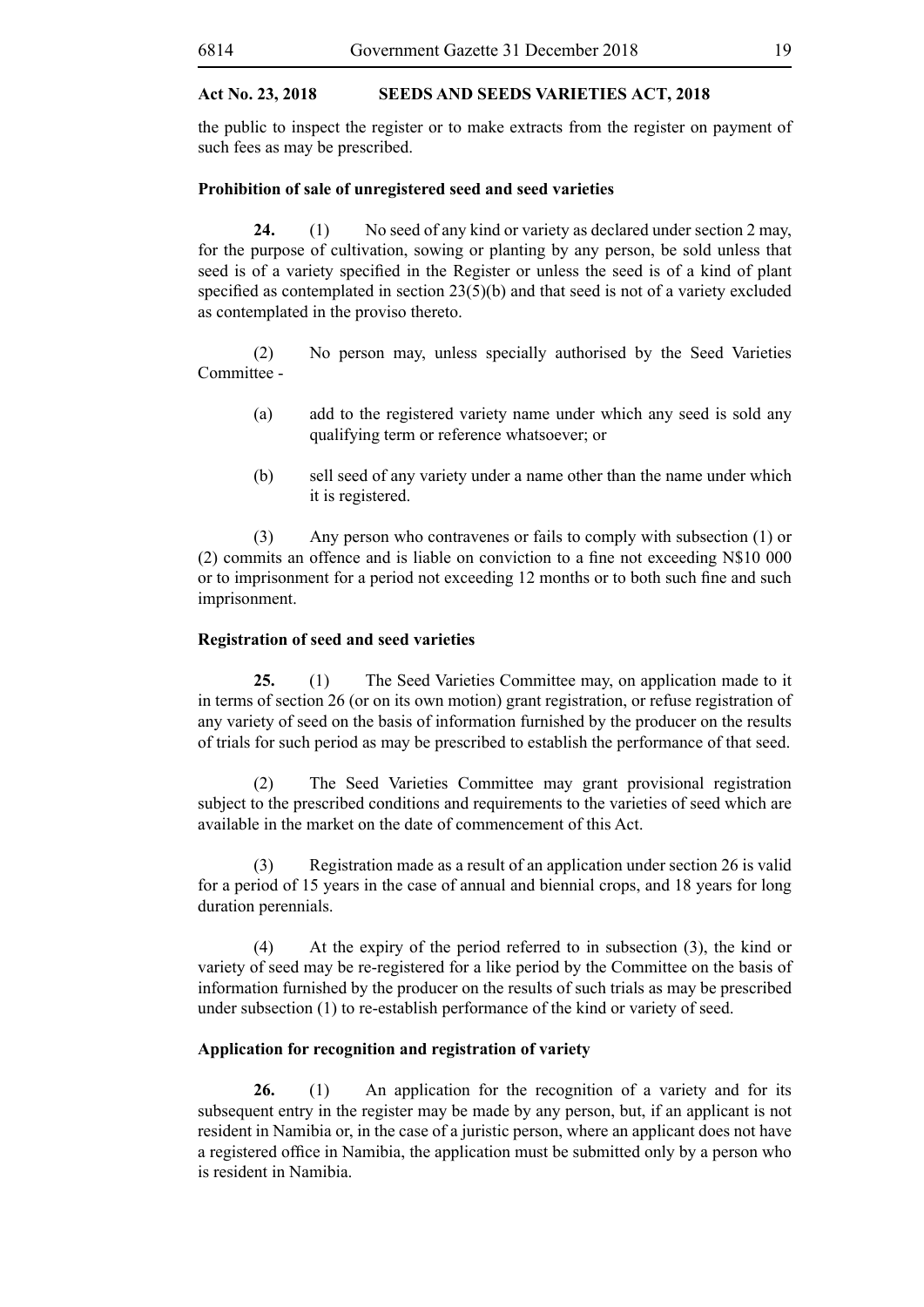the public to inspect the register or to make extracts from the register on payment of such fees as may be prescribed.

**Prohibition of sale of unregistered seed and seed varieties**

**24.** (1) No seed of any kind or variety as declared under section 2 may, for the purpose of cultivation, sowing or planting by any person, be sold unless that seed is of a variety specified in the Register or unless the seed is of a kind of plant specified as contemplated in section 23(5)(b) and that seed is not of a variety excluded as contemplated in the proviso thereto.

(2) No person may, unless specially authorised by the Seed Varieties Committee -

(a) add to the registered variety name under which any seed is sold any qualifying term or reference whatsoever; or

(b) sell seed of any variety under a name other than the name under which it is registered.

(3) Any person who contravenes or fails to comply with subsection (1) or (2) commits an offence and is liable on conviction to a fine not exceeding N$10 000 or to imprisonment for a period not exceeding 12 months or to both such fine and such imprisonment.

**Registration of seed and seed varieties**

**25.** (1) The Seed Varieties Committee may, on application made to it in terms of section 26 (or on its own motion) grant registration, or refuse registration of any variety of seed on the basis of information furnished by the producer on the results of trials for such period as may be prescribed to establish the performance of that seed.

(2) The Seed Varieties Committee may grant provisional registration subject to the prescribed conditions and requirements to the varieties of seed which are available in the market on the date of commencement of this Act.

(3) Registration made as a result of an application under section 26 is valid for a period of 15 years in the case of annual and biennial crops, and 18 years for long duration perennials.

(4) At the expiry of the period referred to in subsection (3), the kind or variety of seed may be re-registered for a like period by the Committee on the basis of information furnished by the producer on the results of such trials as may be prescribed under subsection (1) to re-establish performance of the kind or variety of seed.

**Application for recognition and registration of variety**

**26.** (1) An application for the recognition of a variety and for its subsequent entry in the register may be made by any person, but, if an applicant is not resident in Namibia or, in the case of a juristic person, where an applicant does not have a registered office in Namibia, the application must be submitted only by a person who is resident in Namibia.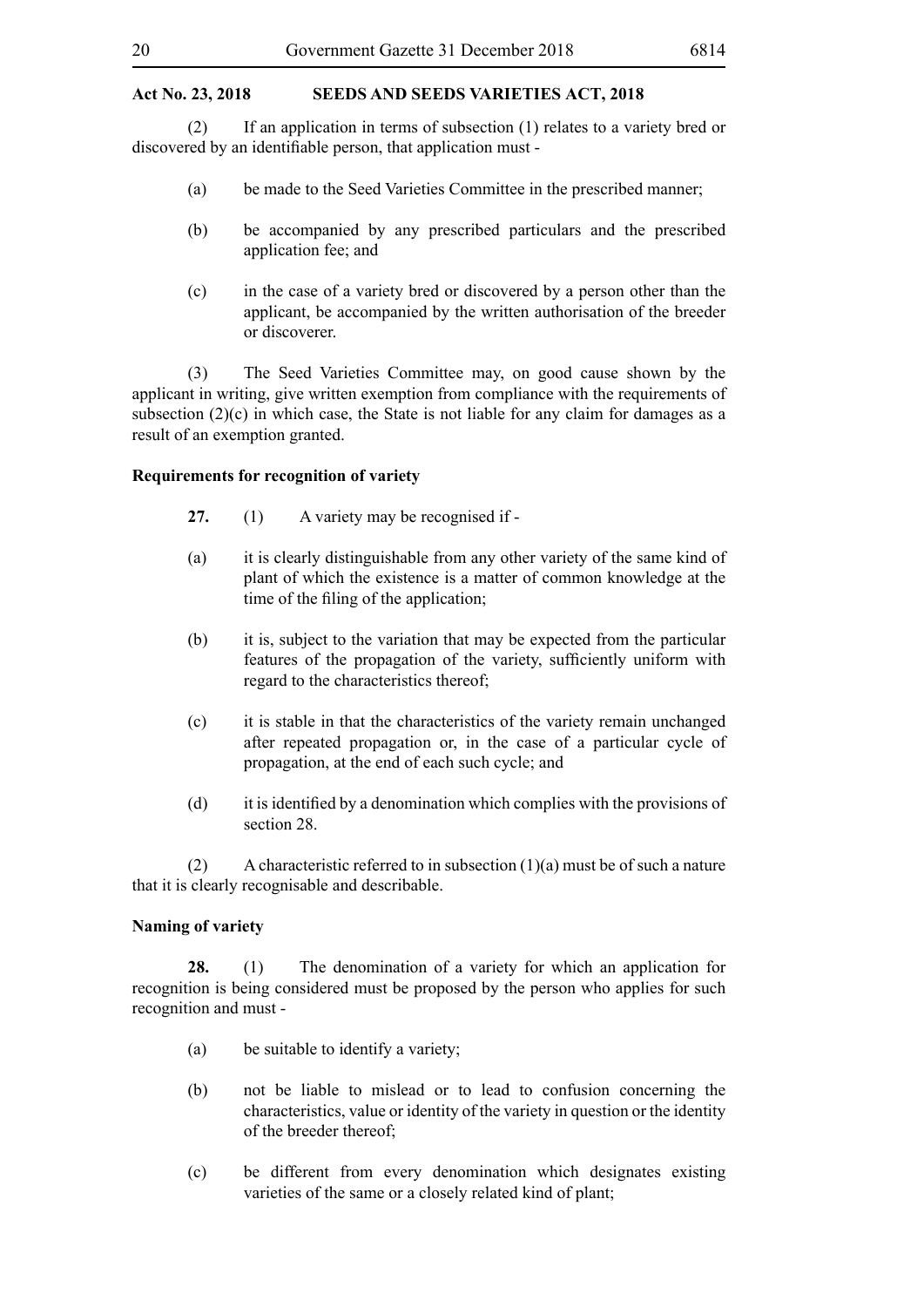(2) If an application in terms of subsection (1) relates to a variety bred or discovered by an identifiable person, that application must -

(a) be made to the Seed Varieties Committee in the prescribed manner;

(b) be accompanied by any prescribed particulars and the prescribed application fee; and

(c) in the case of a variety bred or discovered by a person other than the applicant, be accompanied by the written authorisation of the breeder or discoverer.

(3) The Seed Varieties Committee may, on good cause shown by the applicant in writing, give written exemption from compliance with the requirements of subsection (2)(c) in which case, the State is not liable for any claim for damages as a result of an exemption granted.

**Requirements for recognition of variety**

**27.** (1) A variety may be recognised if -

(a) it is clearly distinguishable from any other variety of the same kind of plant of which the existence is a matter of common knowledge at the time of the filing of the application;

(b) it is, subject to the variation that may be expected from the particular features of the propagation of the variety, sufficiently uniform with regard to the characteristics thereof;

(c) it is stable in that the characteristics of the variety remain unchanged after repeated propagation or, in the case of a particular cycle of propagation, at the end of each such cycle; and

(d) it is identified by a denomination which complies with the provisions of section 28.

(2) A characteristic referred to in subsection (1)(a) must be of such a nature that it is clearly recognisable and describable.

**Naming of variety**

**28.** (1) The denomination of a variety for which an application for recognition is being considered must be proposed by the person who applies for such recognition and must -

(a) be suitable to identify a variety;

(b) not be liable to mislead or to lead to confusion concerning the characteristics, value or identity of the variety in question or the identity of the breeder thereof;

(c) be different from every denomination which designates existing varieties of the same or a closely related kind of plant;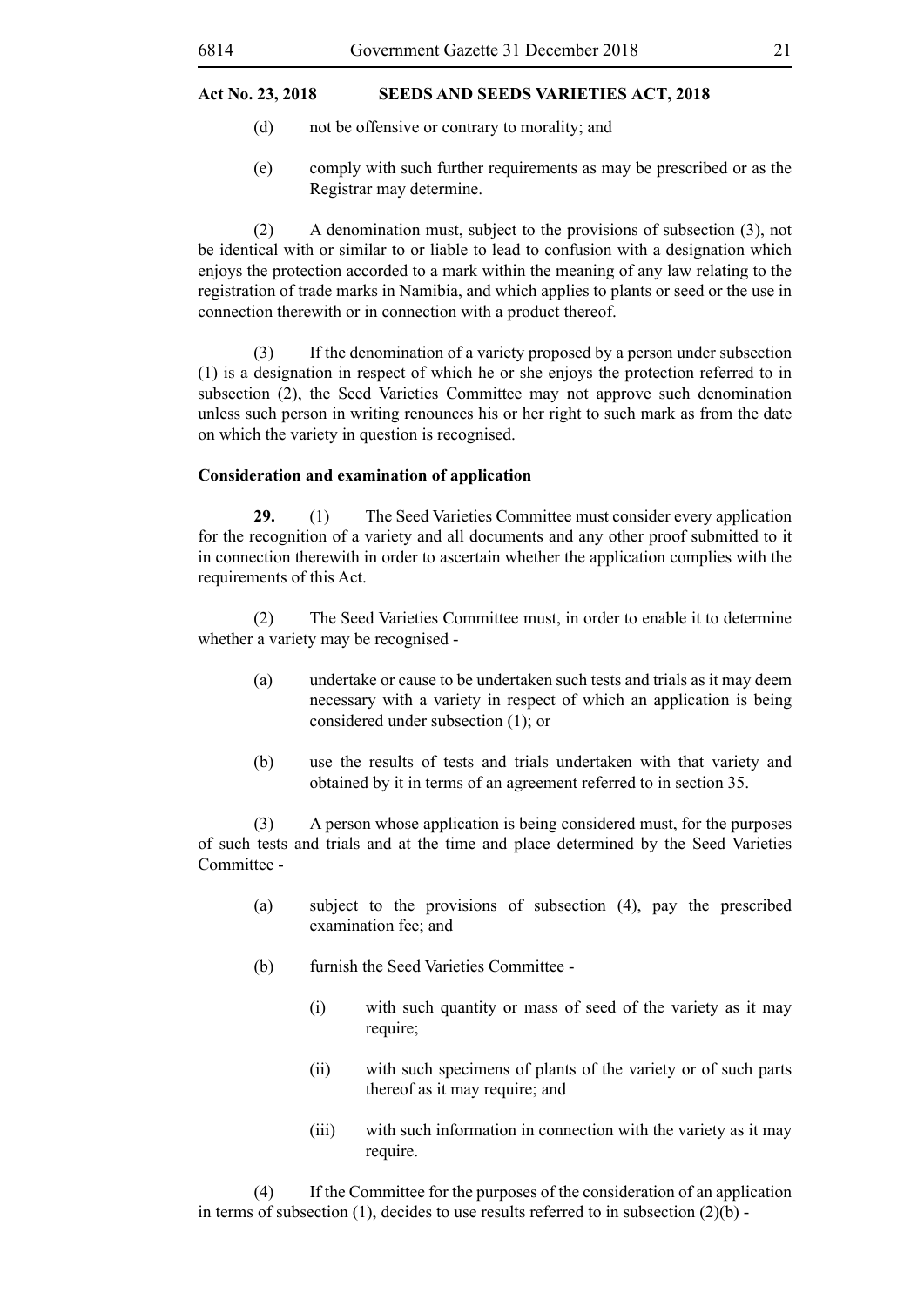(d) not be offensive or contrary to morality; and

(e) comply with such further requirements as may be prescribed or as the Registrar may determine.

(2) A denomination must, subject to the provisions of subsection (3), not be identical with or similar to or liable to lead to confusion with a designation which enjoys the protection accorded to a mark within the meaning of any law relating to the registration of trade marks in Namibia, and which applies to plants or seed or the use in connection therewith or in connection with a product thereof.

(3) If the denomination of a variety proposed by a person under subsection (1) is a designation in respect of which he or she enjoys the protection referred to in subsection (2), the Seed Varieties Committee may not approve such denomination unless such person in writing renounces his or her right to such mark as from the date on which the variety in question is recognised.

**Consideration and examination of application**

**29.** (1) The Seed Varieties Committee must consider every application for the recognition of a variety and all documents and any other proof submitted to it in connection therewith in order to ascertain whether the application complies with the requirements of this Act.

(2) The Seed Varieties Committee must, in order to enable it to determine whether a variety may be recognised -

(a) undertake or cause to be undertaken such tests and trials as it may deem necessary with a variety in respect of which an application is being considered under subsection (1); or

(b) use the results of tests and trials undertaken with that variety and obtained by it in terms of an agreement referred to in section 35.

(3) A person whose application is being considered must, for the purposes of such tests and trials and at the time and place determined by the Seed Varieties Committee -

(a) subject to the provisions of subsection (4), pay the prescribed examination fee; and

(b) furnish the Seed Varieties Committee -

(i) with such quantity or mass of seed of the variety as it may require;

(ii) with such specimens of plants of the variety or of such parts thereof as it may require; and

(iii) with such information in connection with the variety as it may require.

(4) If the Committee for the purposes of the consideration of an application in terms of subsection (1), decides to use results referred to in subsection (2)(b) -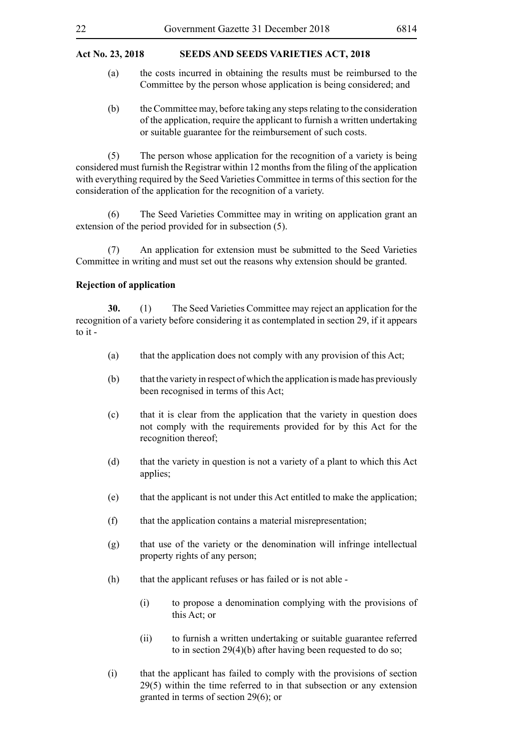(a) the costs incurred in obtaining the results must be reimbursed to the Committee by the person whose application is being considered; and

(b) the Committee may, before taking any steps relating to the consideration of the application, require the applicant to furnish a written undertaking or suitable guarantee for the reimbursement of such costs.

(5) The person whose application for the recognition of a variety is being considered must furnish the Registrar within 12 months from the filing of the application with everything required by the Seed Varieties Committee in terms of this section for the consideration of the application for the recognition of a variety.

(6) The Seed Varieties Committee may in writing on application grant an extension of the period provided for in subsection (5).

(7) An application for extension must be submitted to the Seed Varieties Committee in writing and must set out the reasons why extension should be granted.

**Rejection of application**

**30.** (1) The Seed Varieties Committee may reject an application for the recognition of a variety before considering it as contemplated in section 29, if it appears to it -

(a) that the application does not comply with any provision of this Act;

(b) that the variety in respect of which the application is made has previously been recognised in terms of this Act;

(c) that it is clear from the application that the variety in question does not comply with the requirements provided for by this Act for the recognition thereof;

(d) that the variety in question is not a variety of a plant to which this Act applies;

(e) that the applicant is not under this Act entitled to make the application;

(f) that the application contains a material misrepresentation;

(g) that use of the variety or the denomination will infringe intellectual property rights of any person;

(h) that the applicant refuses or has failed or is not able -

(i) to propose a denomination complying with the provisions of this Act; or

(ii) to furnish a written undertaking or suitable guarantee referred to in section 29(4)(b) after having been requested to do so;

(i) that the applicant has failed to comply with the provisions of section 29(5) within the time referred to in that subsection or any extension granted in terms of section 29(6); or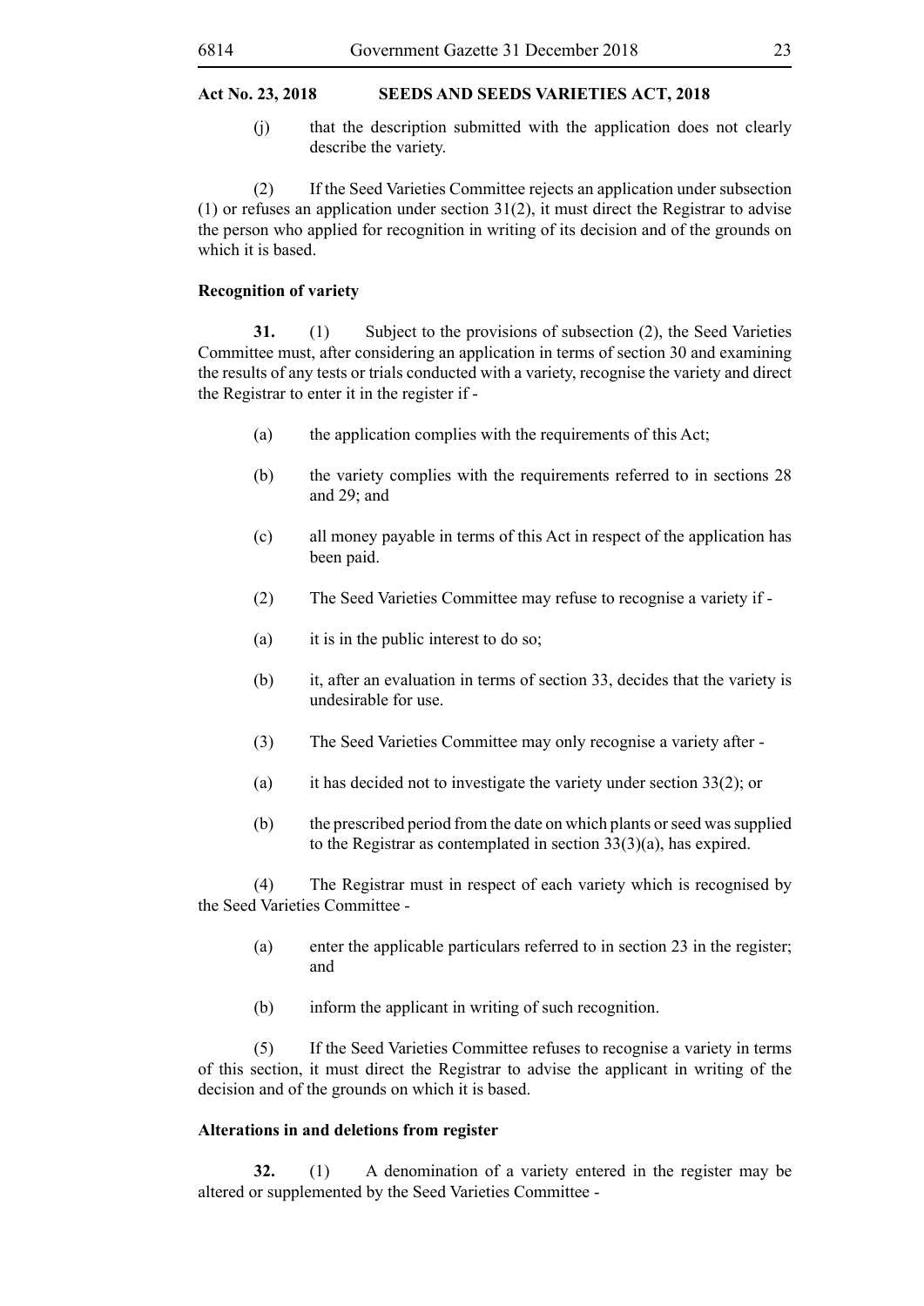(j) that the description submitted with the application does not clearly describe the variety.

(2) If the Seed Varieties Committee rejects an application under subsection (1) or refuses an application under section 31(2), it must direct the Registrar to advise the person who applied for recognition in writing of its decision and of the grounds on which it is based.

**Recognition of variety**

**31.** (1) Subject to the provisions of subsection (2), the Seed Varieties Committee must, after considering an application in terms of section 30 and examining the results of any tests or trials conducted with a variety, recognise the variety and direct the Registrar to enter it in the register if -

(a) the application complies with the requirements of this Act;

(b) the variety complies with the requirements referred to in sections 28 and 29; and

(c) all money payable in terms of this Act in respect of the application has been paid.

(2) The Seed Varieties Committee may refuse to recognise a variety if -

(a) it is in the public interest to do so;

(b) it, after an evaluation in terms of section 33, decides that the variety is undesirable for use.

(3) The Seed Varieties Committee may only recognise a variety after -

(a) it has decided not to investigate the variety under section 33(2); or

(b) the prescribed period from the date on which plants or seed was supplied to the Registrar as contemplated in section 33(3)(a), has expired.

(4) The Registrar must in respect of each variety which is recognised by the Seed Varieties Committee -

(a) enter the applicable particulars referred to in section 23 in the register; and

(b) inform the applicant in writing of such recognition.

(5) If the Seed Varieties Committee refuses to recognise a variety in terms of this section, it must direct the Registrar to advise the applicant in writing of the decision and of the grounds on which it is based.

**Alterations in and deletions from register**

**32.** (1) A denomination of a variety entered in the register may be altered or supplemented by the Seed Varieties Committee -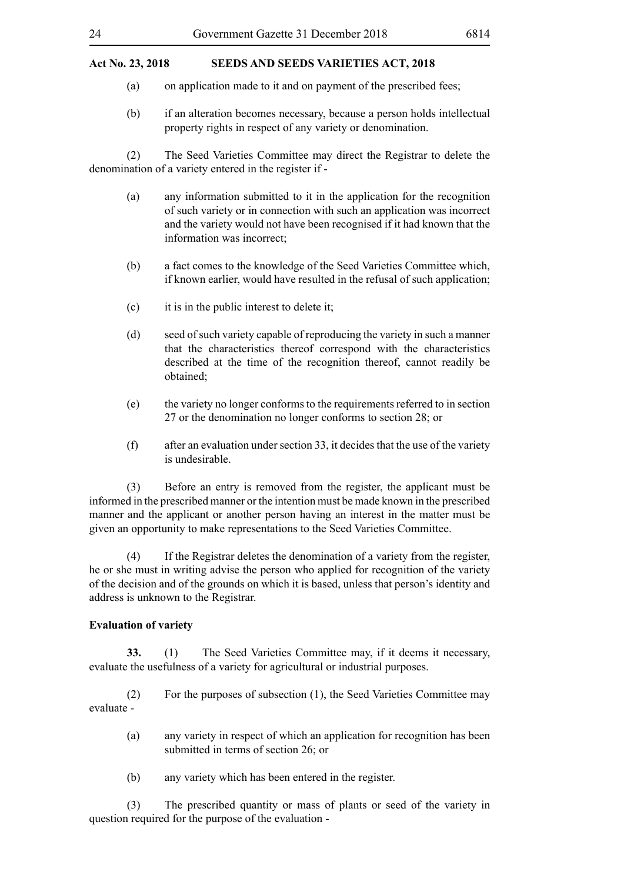(a) on application made to it and on payment of the prescribed fees;

(b) if an alteration becomes necessary, because a person holds intellectual property rights in respect of any variety or denomination.

(2) The Seed Varieties Committee may direct the Registrar to delete the denomination of a variety entered in the register if -

(a) any information submitted to it in the application for the recognition of such variety or in connection with such an application was incorrect and the variety would not have been recognised if it had known that the information was incorrect;

(b) a fact comes to the knowledge of the Seed Varieties Committee which, if known earlier, would have resulted in the refusal of such application;

(c) it is in the public interest to delete it;

(d) seed of such variety capable of reproducing the variety in such a manner that the characteristics thereof correspond with the characteristics described at the time of the recognition thereof, cannot readily be obtained;

(e) the variety no longer conforms to the requirements referred to in section 27 or the denomination no longer conforms to section 28; or

(f) after an evaluation under section 33, it decides that the use of the variety is undesirable.

(3) Before an entry is removed from the register, the applicant must be informed in the prescribed manner or the intention must be made known in the prescribed manner and the applicant or another person having an interest in the matter must be given an opportunity to make representations to the Seed Varieties Committee.

(4) If the Registrar deletes the denomination of a variety from the register, he or she must in writing advise the person who applied for recognition of the variety of the decision and of the grounds on which it is based, unless that person's identity and address is unknown to the Registrar.

**Evaluation of variety**

**33.** (1) The Seed Varieties Committee may, if it deems it necessary, evaluate the usefulness of a variety for agricultural or industrial purposes.

(2) For the purposes of subsection (1), the Seed Varieties Committee may evaluate -

(a) any variety in respect of which an application for recognition has been submitted in terms of section 26; or

(b) any variety which has been entered in the register.

(3) The prescribed quantity or mass of plants or seed of the variety in question required for the purpose of the evaluation -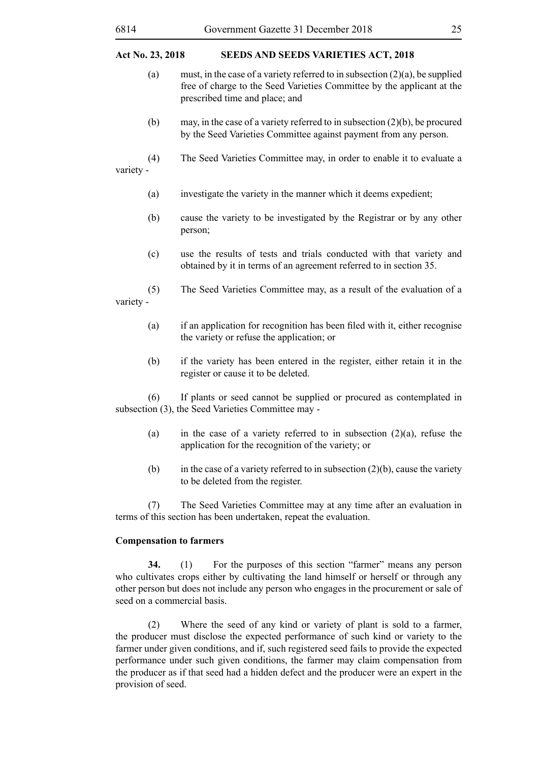(a) must, in the case of a variety referred to in subsection (2)(a), be supplied free of charge to the Seed Varieties Committee by the applicant at the prescribed time and place; and

(b) may, in the case of a variety referred to in subsection (2)(b), be procured by the Seed Varieties Committee against payment from any person.

(4) The Seed Varieties Committee may, in order to enable it to evaluate a variety -

(a) investigate the variety in the manner which it deems expedient;

(b) cause the variety to be investigated by the Registrar or by any other person;

(c) use the results of tests and trials conducted with that variety and obtained by it in terms of an agreement referred to in section 35.

(5) The Seed Varieties Committee may, as a result of the evaluation of a variety -

(a) if an application for recognition has been filed with it, either recognise the variety or refuse the application; or

(b) if the variety has been entered in the register, either retain it in the register or cause it to be deleted.

(6) If plants or seed cannot be supplied or procured as contemplated in subsection (3), the Seed Varieties Committee may -

(a) in the case of a variety referred to in subsection (2)(a), refuse the application for the recognition of the variety; or

(b) in the case of a variety referred to in subsection (2)(b), cause the variety to be deleted from the register.

(7) The Seed Varieties Committee may at any time after an evaluation in terms of this section has been undertaken, repeat the evaluation.

**Compensation to farmers**

**34.** (1) For the purposes of this section "farmer" means any person who cultivates crops either by cultivating the land himself or herself or through any other person but does not include any person who engages in the procurement or sale of seed on a commercial basis.

(2) Where the seed of any kind or variety of plant is sold to a farmer, the producer must disclose the expected performance of such kind or variety to the farmer under given conditions, and if, such registered seed fails to provide the expected performance under such given conditions, the farmer may claim compensation from the producer as if that seed had a hidden defect and the producer were an expert in the provision of seed.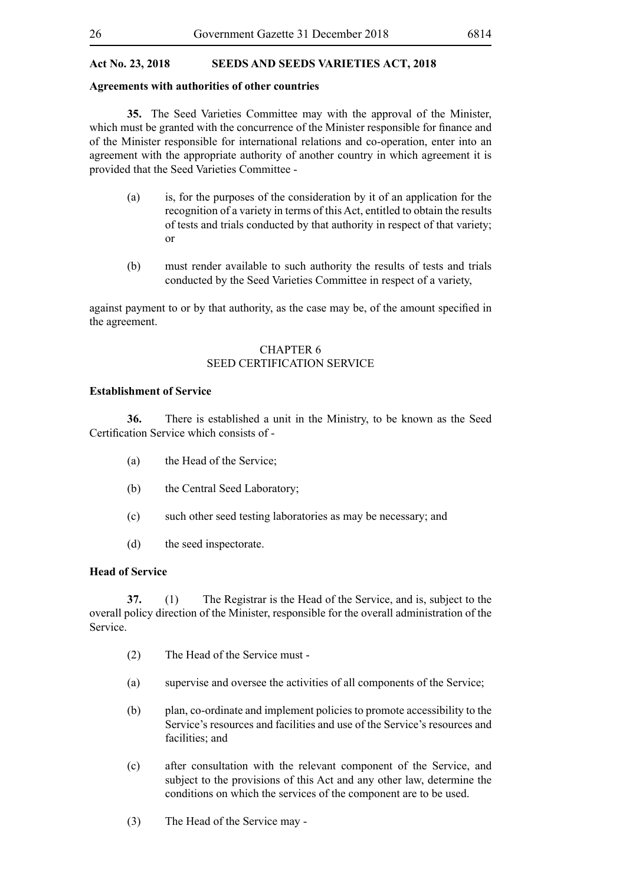**Agreements with authorities of other countries**

**35.** The Seed Varieties Committee may with the approval of the Minister, which must be granted with the concurrence of the Minister responsible for finance and of the Minister responsible for international relations and co-operation, enter into an agreement with the appropriate authority of another country in which agreement it is provided that the Seed Varieties Committee -

(a) is, for the purposes of the consideration by it of an application for the recognition of a variety in terms of this Act, entitled to obtain the results of tests and trials conducted by that authority in respect of that variety; or

(b) must render available to such authority the results of tests and trials conducted by the Seed Varieties Committee in respect of a variety,

against payment to or by that authority, as the case may be, of the amount specified in the agreement.

## CHAPTER 6
## SEED CERTIFICATION SERVICE

**Establishment of Service**

**36.** There is established a unit in the Ministry, to be known as the Seed Certification Service which consists of -

(a) the Head of the Service;

(b) the Central Seed Laboratory;

(c) such other seed testing laboratories as may be necessary; and

(d) the seed inspectorate.

**Head of Service**

**37.** (1) The Registrar is the Head of the Service, and is, subject to the overall policy direction of the Minister, responsible for the overall administration of the Service.

(2) The Head of the Service must -

(a) supervise and oversee the activities of all components of the Service;

(b) plan, co-ordinate and implement policies to promote accessibility to the Service's resources and facilities and use of the Service's resources and facilities; and

(c) after consultation with the relevant component of the Service, and subject to the provisions of this Act and any other law, determine the conditions on which the services of the component are to be used.

(3) The Head of the Service may -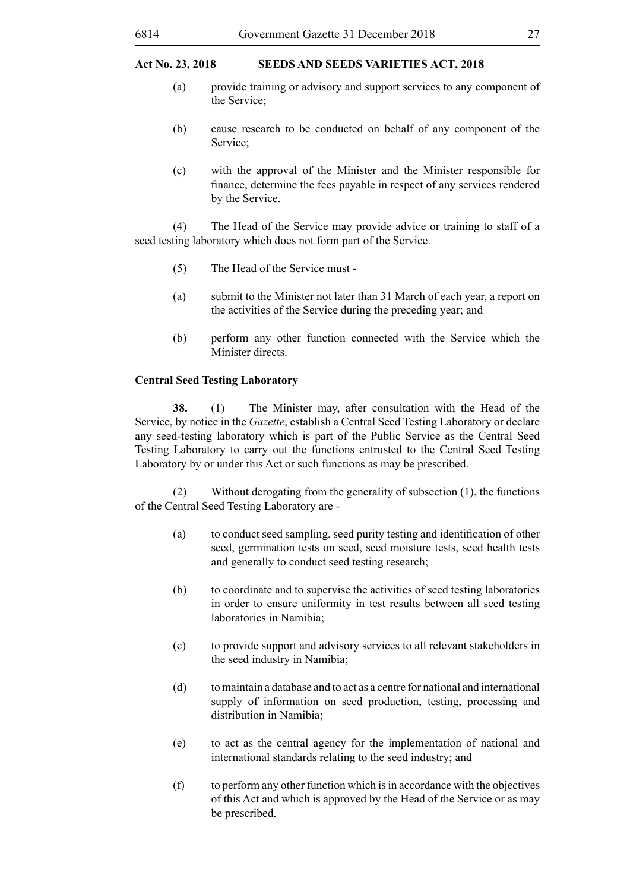(a) provide training or advisory and support services to any component of the Service;

(b) cause research to be conducted on behalf of any component of the Service;

(c) with the approval of the Minister and the Minister responsible for finance, determine the fees payable in respect of any services rendered by the Service.

(4) The Head of the Service may provide advice or training to staff of a seed testing laboratory which does not form part of the Service.

(5) The Head of the Service must -

(a) submit to the Minister not later than 31 March of each year, a report on the activities of the Service during the preceding year; and

(b) perform any other function connected with the Service which the Minister directs.

**Central Seed Testing Laboratory**

**38.** (1) The Minister may, after consultation with the Head of the Service, by notice in the *Gazette*, establish a Central Seed Testing Laboratory or declare any seed-testing laboratory which is part of the Public Service as the Central Seed Testing Laboratory to carry out the functions entrusted to the Central Seed Testing Laboratory by or under this Act or such functions as may be prescribed.

(2) Without derogating from the generality of subsection (1), the functions of the Central Seed Testing Laboratory are -

(a) to conduct seed sampling, seed purity testing and identification of other seed, germination tests on seed, seed moisture tests, seed health tests and generally to conduct seed testing research;

(b) to coordinate and to supervise the activities of seed testing laboratories in order to ensure uniformity in test results between all seed testing laboratories in Namibia;

(c) to provide support and advisory services to all relevant stakeholders in the seed industry in Namibia;

(d) to maintain a database and to act as a centre for national and international supply of information on seed production, testing, processing and distribution in Namibia;

(e) to act as the central agency for the implementation of national and international standards relating to the seed industry; and

(f) to perform any other function which is in accordance with the objectives of this Act and which is approved by the Head of the Service or as may be prescribed.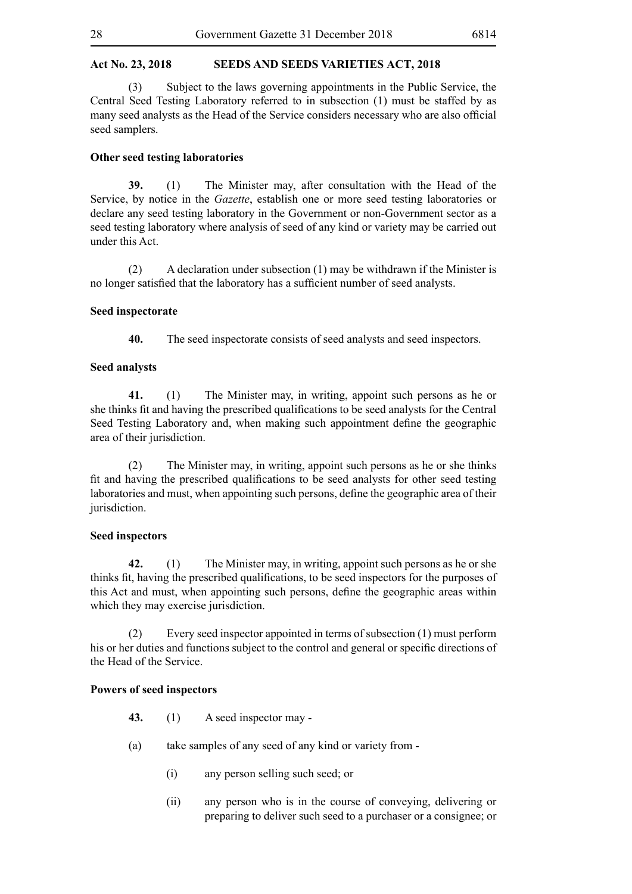(3) Subject to the laws governing appointments in the Public Service, the Central Seed Testing Laboratory referred to in subsection (1) must be staffed by as many seed analysts as the Head of the Service considers necessary who are also official seed samplers.

**Other seed testing laboratories**

**39.** (1) The Minister may, after consultation with the Head of the Service, by notice in the *Gazette*, establish one or more seed testing laboratories or declare any seed testing laboratory in the Government or non-Government sector as a seed testing laboratory where analysis of seed of any kind or variety may be carried out under this Act.

(2) A declaration under subsection (1) may be withdrawn if the Minister is no longer satisfied that the laboratory has a sufficient number of seed analysts.

**Seed inspectorate**

**40.** The seed inspectorate consists of seed analysts and seed inspectors.

**Seed analysts**

**41.** (1) The Minister may, in writing, appoint such persons as he or she thinks fit and having the prescribed qualifications to be seed analysts for the Central Seed Testing Laboratory and, when making such appointment define the geographic area of their jurisdiction.

(2) The Minister may, in writing, appoint such persons as he or she thinks fit and having the prescribed qualifications to be seed analysts for other seed testing laboratories and must, when appointing such persons, define the geographic area of their jurisdiction.

**Seed inspectors**

**42.** (1) The Minister may, in writing, appoint such persons as he or she thinks fit, having the prescribed qualifications, to be seed inspectors for the purposes of this Act and must, when appointing such persons, define the geographic areas within which they may exercise jurisdiction.

(2) Every seed inspector appointed in terms of subsection (1) must perform his or her duties and functions subject to the control and general or specific directions of the Head of the Service.

**Powers of seed inspectors**

**43.** (1) A seed inspector may -

(a) take samples of any seed of any kind or variety from -

(i) any person selling such seed; or

(ii) any person who is in the course of conveying, delivering or preparing to deliver such seed to a purchaser or a consignee; or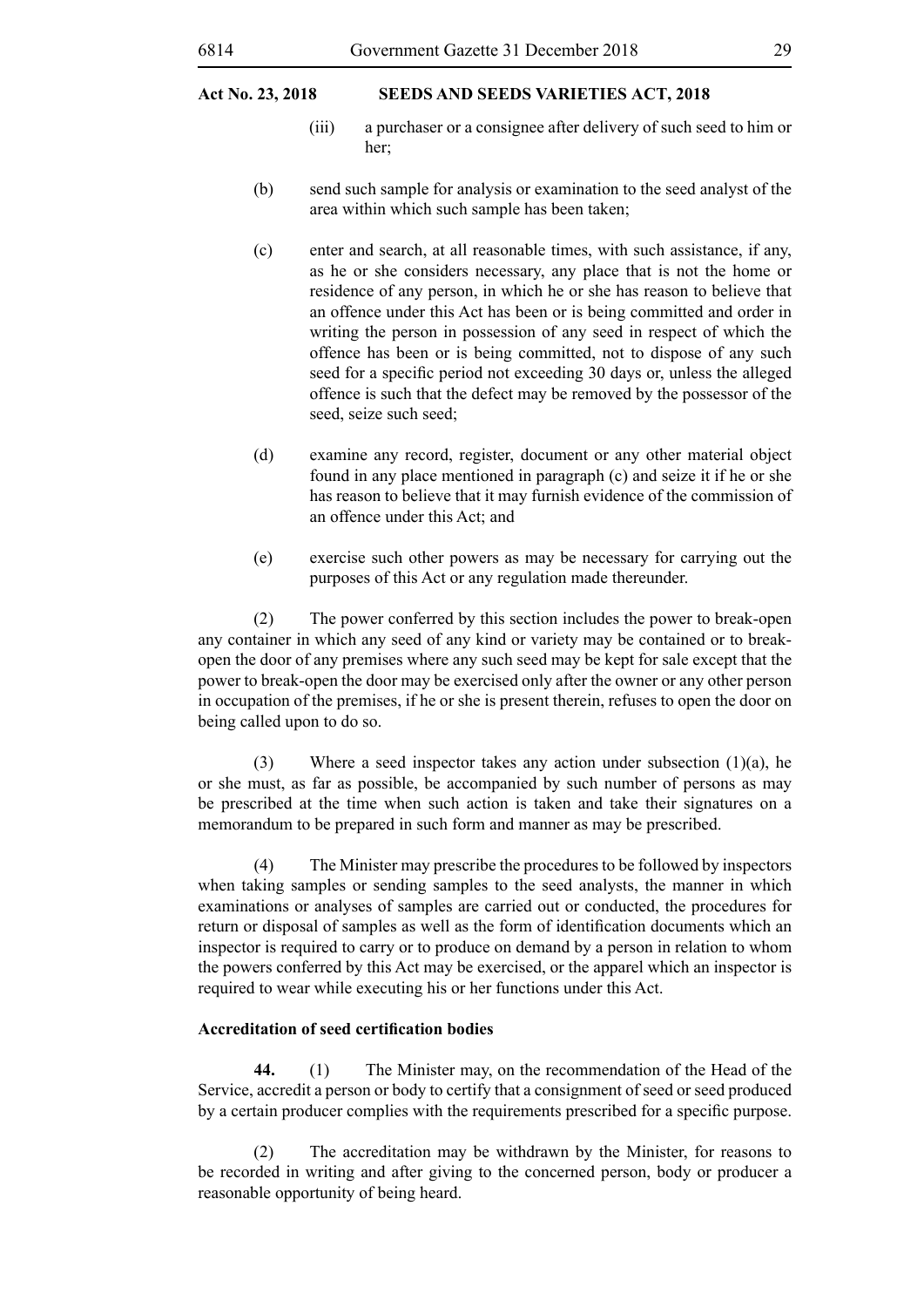(iii) a purchaser or a consignee after delivery of such seed to him or her;

(b) send such sample for analysis or examination to the seed analyst of the area within which such sample has been taken;

(c) enter and search, at all reasonable times, with such assistance, if any, as he or she considers necessary, any place that is not the home or residence of any person, in which he or she has reason to believe that an offence under this Act has been or is being committed and order in writing the person in possession of any seed in respect of which the offence has been or is being committed, not to dispose of any such seed for a specific period not exceeding 30 days or, unless the alleged offence is such that the defect may be removed by the possessor of the seed, seize such seed;

(d) examine any record, register, document or any other material object found in any place mentioned in paragraph (c) and seize it if he or she has reason to believe that it may furnish evidence of the commission of an offence under this Act; and

(e) exercise such other powers as may be necessary for carrying out the purposes of this Act or any regulation made thereunder.

(2) The power conferred by this section includes the power to break-open any container in which any seed of any kind or variety may be contained or to break-open the door of any premises where any such seed may be kept for sale except that the power to break-open the door may be exercised only after the owner or any other person in occupation of the premises, if he or she is present therein, refuses to open the door on being called upon to do so.

(3) Where a seed inspector takes any action under subsection (1)(a), he or she must, as far as possible, be accompanied by such number of persons as may be prescribed at the time when such action is taken and take their signatures on a memorandum to be prepared in such form and manner as may be prescribed.

(4) The Minister may prescribe the procedures to be followed by inspectors when taking samples or sending samples to the seed analysts, the manner in which examinations or analyses of samples are carried out or conducted, the procedures for return or disposal of samples as well as the form of identification documents which an inspector is required to carry or to produce on demand by a person in relation to whom the powers conferred by this Act may be exercised, or the apparel which an inspector is required to wear while executing his or her functions under this Act.

**Accreditation of seed certification bodies**

**44.** (1) The Minister may, on the recommendation of the Head of the Service, accredit a person or body to certify that a consignment of seed or seed produced by a certain producer complies with the requirements prescribed for a specific purpose.

(2) The accreditation may be withdrawn by the Minister, for reasons to be recorded in writing and after giving to the concerned person, body or producer a reasonable opportunity of being heard.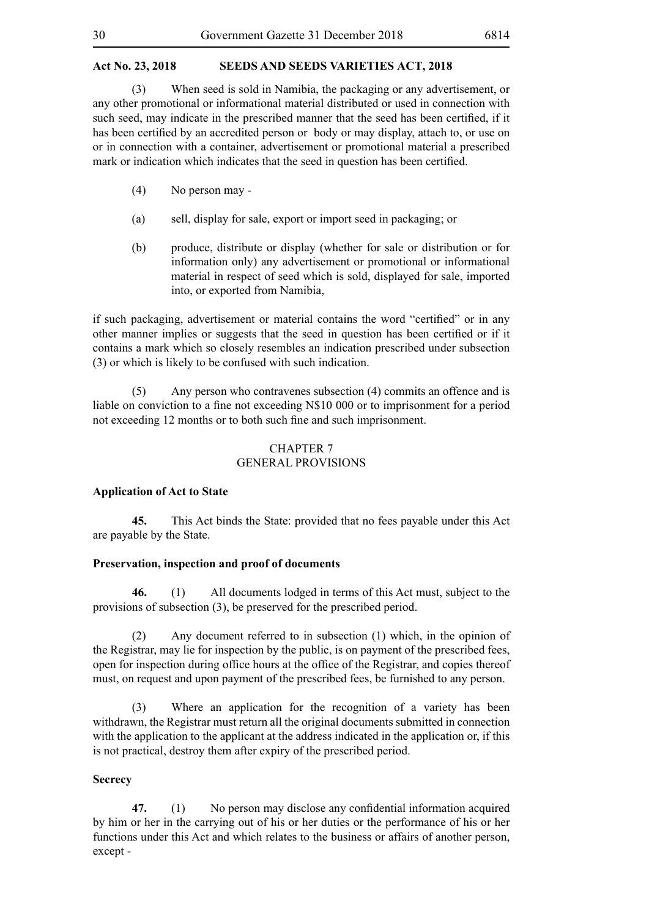(3) When seed is sold in Namibia, the packaging or any advertisement, or any other promotional or informational material distributed or used in connection with such seed, may indicate in the prescribed manner that the seed has been certified, if it has been certified by an accredited person or body or may display, attach to, or use on or in connection with a container, advertisement or promotional material a prescribed mark or indication which indicates that the seed in question has been certified.

(4) No person may -

(a) sell, display for sale, export or import seed in packaging; or

(b) produce, distribute or display (whether for sale or distribution or for information only) any advertisement or promotional or informational material in respect of seed which is sold, displayed for sale, imported into, or exported from Namibia,

if such packaging, advertisement or material contains the word "certified" or in any other manner implies or suggests that the seed in question has been certified or if it contains a mark which so closely resembles an indication prescribed under subsection (3) or which is likely to be confused with such indication.

(5) Any person who contravenes subsection (4) commits an offence and is liable on conviction to a fine not exceeding N$10 000 or to imprisonment for a period not exceeding 12 months or to both such fine and such imprisonment.

## CHAPTER 7
## GENERAL PROVISIONS

**Application of Act to State**

**45.** This Act binds the State: provided that no fees payable under this Act are payable by the State.

**Preservation, inspection and proof of documents**

**46.** (1) All documents lodged in terms of this Act must, subject to the provisions of subsection (3), be preserved for the prescribed period.

(2) Any document referred to in subsection (1) which, in the opinion of the Registrar, may lie for inspection by the public, is on payment of the prescribed fees, open for inspection during office hours at the office of the Registrar, and copies thereof must, on request and upon payment of the prescribed fees, be furnished to any person.

(3) Where an application for the recognition of a variety has been withdrawn, the Registrar must return all the original documents submitted in connection with the application to the applicant at the address indicated in the application or, if this is not practical, destroy them after expiry of the prescribed period.

**Secrecy**

**47.** (1) No person may disclose any confidential information acquired by him or her in the carrying out of his or her duties or the performance of his or her functions under this Act and which relates to the business or affairs of another person, except -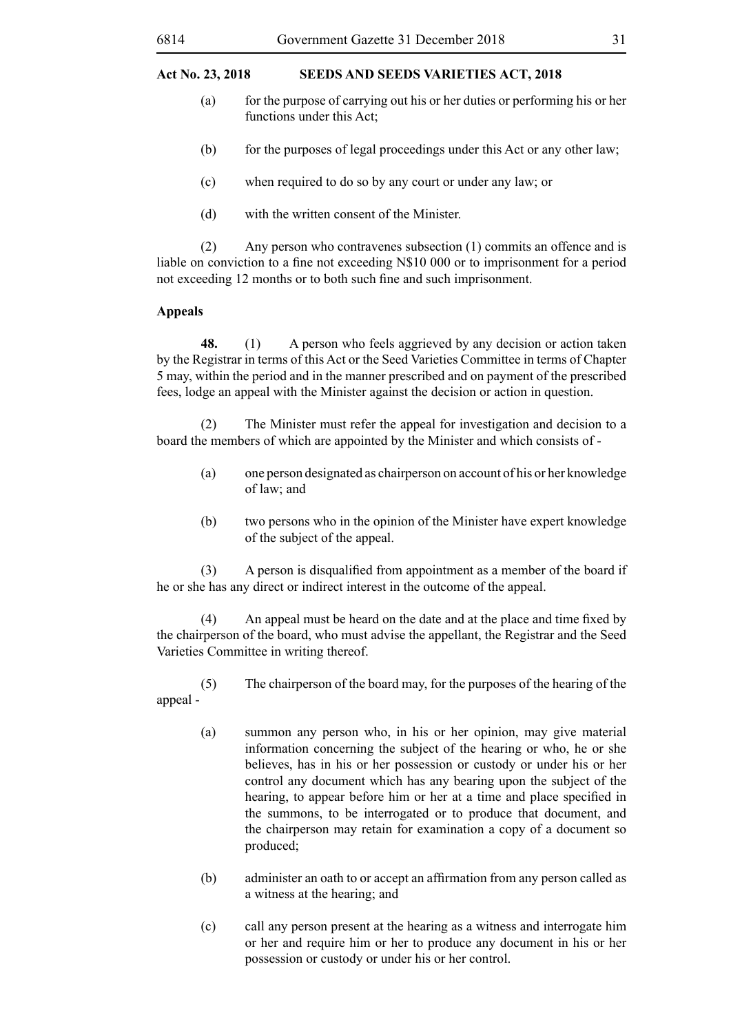(a) for the purpose of carrying out his or her duties or performing his or her functions under this Act;

(b) for the purposes of legal proceedings under this Act or any other law;

(c) when required to do so by any court or under any law; or

(d) with the written consent of the Minister.

(2) Any person who contravenes subsection (1) commits an offence and is liable on conviction to a fine not exceeding N$10 000 or to imprisonment for a period not exceeding 12 months or to both such fine and such imprisonment.

**Appeals**

**48.** (1) A person who feels aggrieved by any decision or action taken by the Registrar in terms of this Act or the Seed Varieties Committee in terms of Chapter 5 may, within the period and in the manner prescribed and on payment of the prescribed fees, lodge an appeal with the Minister against the decision or action in question.

(2) The Minister must refer the appeal for investigation and decision to a board the members of which are appointed by the Minister and which consists of -

(a) one person designated as chairperson on account of his or her knowledge of law; and

(b) two persons who in the opinion of the Minister have expert knowledge of the subject of the appeal.

(3) A person is disqualified from appointment as a member of the board if he or she has any direct or indirect interest in the outcome of the appeal.

(4) An appeal must be heard on the date and at the place and time fixed by the chairperson of the board, who must advise the appellant, the Registrar and the Seed Varieties Committee in writing thereof.

(5) The chairperson of the board may, for the purposes of the hearing of the appeal -

(a) summon any person who, in his or her opinion, may give material information concerning the subject of the hearing or who, he or she believes, has in his or her possession or custody or under his or her control any document which has any bearing upon the subject of the hearing, to appear before him or her at a time and place specified in the summons, to be interrogated or to produce that document, and the chairperson may retain for examination a copy of a document so produced;

(b) administer an oath to or accept an affirmation from any person called as a witness at the hearing; and

(c) call any person present at the hearing as a witness and interrogate him or her and require him or her to produce any document in his or her possession or custody or under his or her control.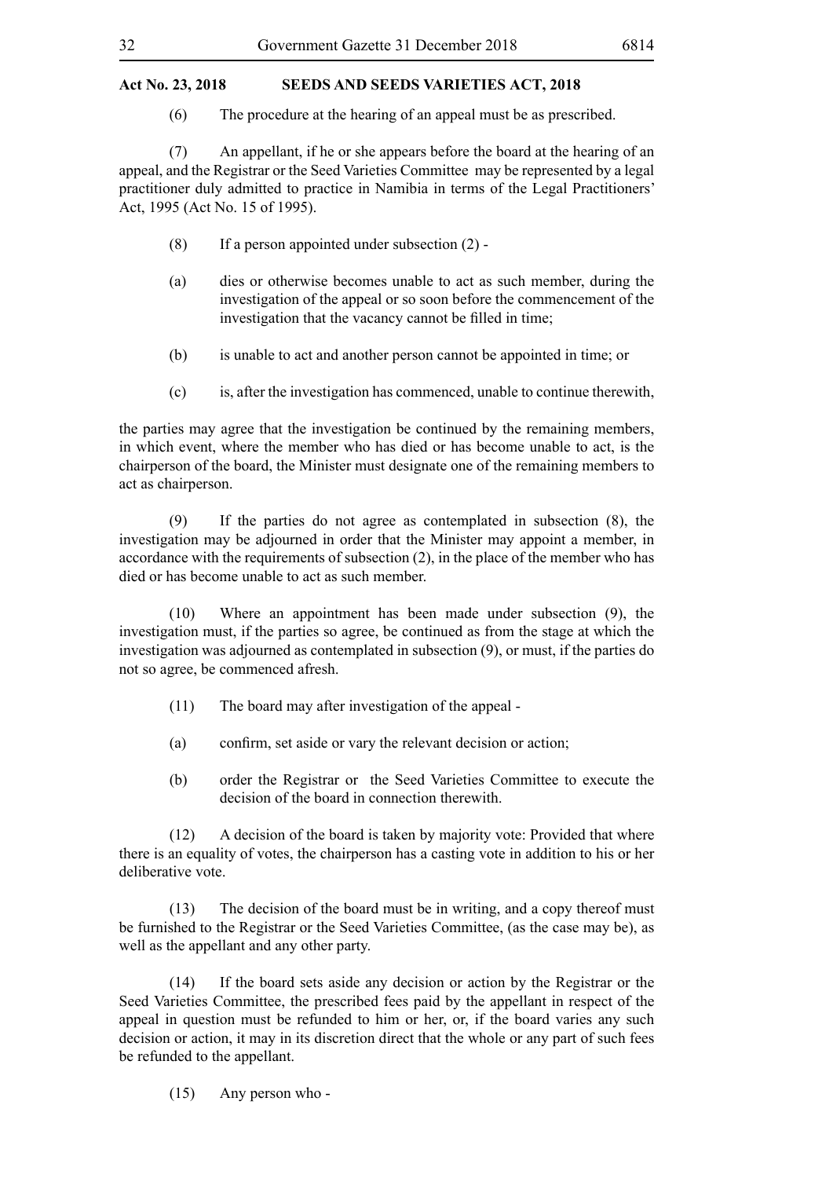(6) The procedure at the hearing of an appeal must be as prescribed.

(7) An appellant, if he or she appears before the board at the hearing of an appeal, and the Registrar or the Seed Varieties Committee may be represented by a legal practitioner duly admitted to practice in Namibia in terms of the Legal Practitioners' Act, 1995 (Act No. 15 of 1995).

(8) If a person appointed under subsection (2) -

(a) dies or otherwise becomes unable to act as such member, during the investigation of the appeal or so soon before the commencement of the investigation that the vacancy cannot be filled in time;

(b) is unable to act and another person cannot be appointed in time; or

(c) is, after the investigation has commenced, unable to continue therewith,

the parties may agree that the investigation be continued by the remaining members, in which event, where the member who has died or has become unable to act, is the chairperson of the board, the Minister must designate one of the remaining members to act as chairperson.

(9) If the parties do not agree as contemplated in subsection (8), the investigation may be adjourned in order that the Minister may appoint a member, in accordance with the requirements of subsection (2), in the place of the member who has died or has become unable to act as such member.

(10) Where an appointment has been made under subsection (9), the investigation must, if the parties so agree, be continued as from the stage at which the investigation was adjourned as contemplated in subsection (9), or must, if the parties do not so agree, be commenced afresh.

(11) The board may after investigation of the appeal -

(a) confirm, set aside or vary the relevant decision or action;

(b) order the Registrar or the Seed Varieties Committee to execute the decision of the board in connection therewith.

(12) A decision of the board is taken by majority vote: Provided that where there is an equality of votes, the chairperson has a casting vote in addition to his or her deliberative vote.

(13) The decision of the board must be in writing, and a copy thereof must be furnished to the Registrar or the Seed Varieties Committee, (as the case may be), as well as the appellant and any other party.

(14) If the board sets aside any decision or action by the Registrar or the Seed Varieties Committee, the prescribed fees paid by the appellant in respect of the appeal in question must be refunded to him or her, or, if the board varies any such decision or action, it may in its discretion direct that the whole or any part of such fees be refunded to the appellant.

(15) Any person who -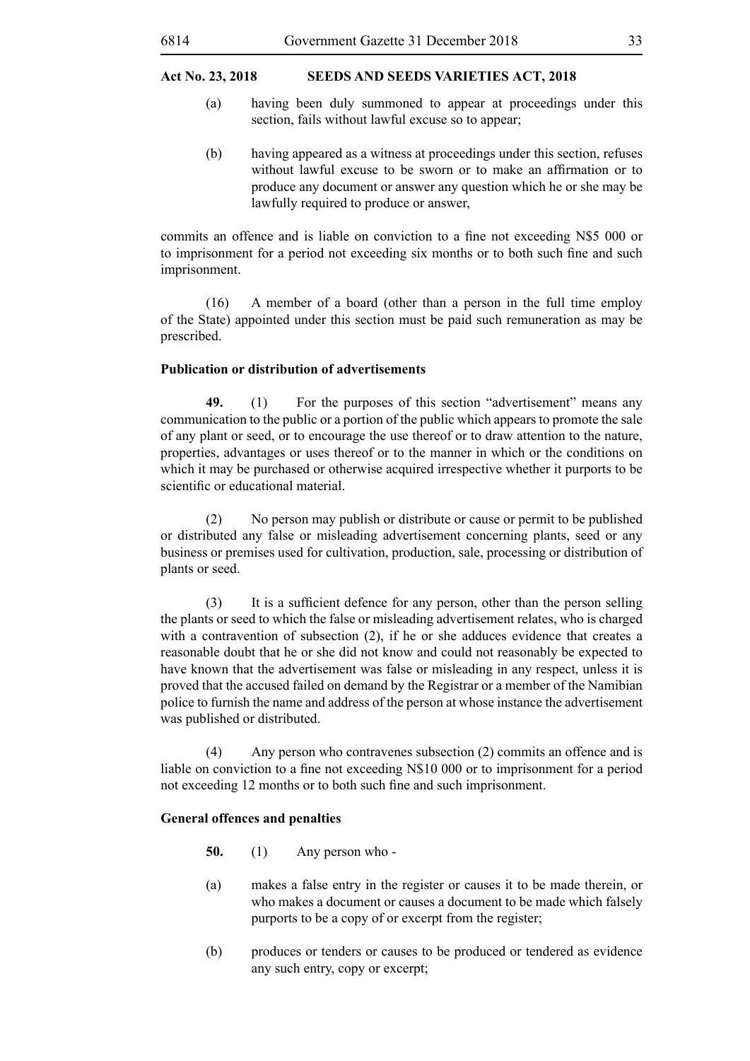(a) having been duly summoned to appear at proceedings under this section, fails without lawful excuse so to appear;

(b) having appeared as a witness at proceedings under this section, refuses without lawful excuse to be sworn or to make an affirmation or to produce any document or answer any question which he or she may be lawfully required to produce or answer,

commits an offence and is liable on conviction to a fine not exceeding N$5 000 or to imprisonment for a period not exceeding six months or to both such fine and such imprisonment.

(16) A member of a board (other than a person in the full time employ of the State) appointed under this section must be paid such remuneration as may be prescribed.

**Publication or distribution of advertisements**

**49.** (1) For the purposes of this section "advertisement" means any communication to the public or a portion of the public which appears to promote the sale of any plant or seed, or to encourage the use thereof or to draw attention to the nature, properties, advantages or uses thereof or to the manner in which or the conditions on which it may be purchased or otherwise acquired irrespective whether it purports to be scientific or educational material.

(2) No person may publish or distribute or cause or permit to be published or distributed any false or misleading advertisement concerning plants, seed or any business or premises used for cultivation, production, sale, processing or distribution of plants or seed.

(3) It is a sufficient defence for any person, other than the person selling the plants or seed to which the false or misleading advertisement relates, who is charged with a contravention of subsection (2), if he or she adduces evidence that creates a reasonable doubt that he or she did not know and could not reasonably be expected to have known that the advertisement was false or misleading in any respect, unless it is proved that the accused failed on demand by the Registrar or a member of the Namibian police to furnish the name and address of the person at whose instance the advertisement was published or distributed.

(4) Any person who contravenes subsection (2) commits an offence and is liable on conviction to a fine not exceeding N$10 000 or to imprisonment for a period not exceeding 12 months or to both such fine and such imprisonment.

**General offences and penalties**

**50.** (1) Any person who -

(a) makes a false entry in the register or causes it to be made therein, or who makes a document or causes a document to be made which falsely purports to be a copy of or excerpt from the register;

(b) produces or tenders or causes to be produced or tendered as evidence any such entry, copy or excerpt;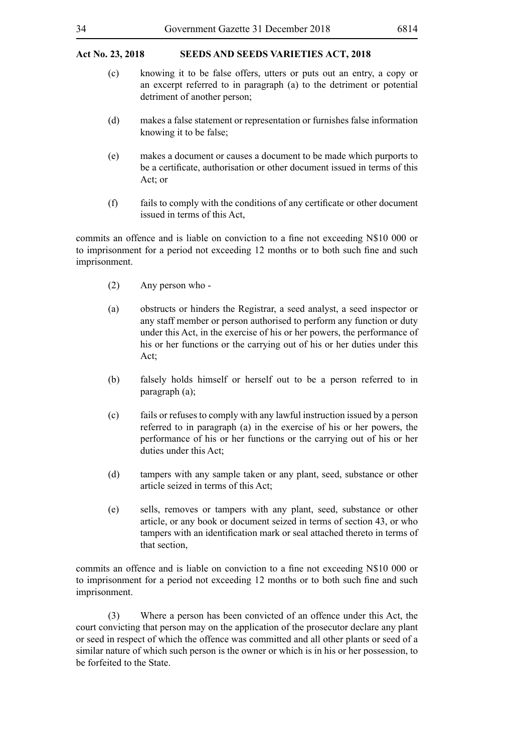(c) knowing it to be false offers, utters or puts out an entry, a copy or an excerpt referred to in paragraph (a) to the detriment or potential detriment of another person;

(d) makes a false statement or representation or furnishes false information knowing it to be false;

(e) makes a document or causes a document to be made which purports to be a certificate, authorisation or other document issued in terms of this Act; or

(f) fails to comply with the conditions of any certificate or other document issued in terms of this Act,

commits an offence and is liable on conviction to a fine not exceeding N$10 000 or to imprisonment for a period not exceeding 12 months or to both such fine and such imprisonment.

(2) Any person who -

(a) obstructs or hinders the Registrar, a seed analyst, a seed inspector or any staff member or person authorised to perform any function or duty under this Act, in the exercise of his or her powers, the performance of his or her functions or the carrying out of his or her duties under this Act;

(b) falsely holds himself or herself out to be a person referred to in paragraph (a);

(c) fails or refuses to comply with any lawful instruction issued by a person referred to in paragraph (a) in the exercise of his or her powers, the performance of his or her functions or the carrying out of his or her duties under this Act;

(d) tampers with any sample taken or any plant, seed, substance or other article seized in terms of this Act;

(e) sells, removes or tampers with any plant, seed, substance or other article, or any book or document seized in terms of section 43, or who tampers with an identification mark or seal attached thereto in terms of that section,

commits an offence and is liable on conviction to a fine not exceeding N$10 000 or to imprisonment for a period not exceeding 12 months or to both such fine and such imprisonment.

(3) Where a person has been convicted of an offence under this Act, the court convicting that person may on the application of the prosecutor declare any plant or seed in respect of which the offence was committed and all other plants or seed of a similar nature of which such person is the owner or which is in his or her possession, to be forfeited to the State.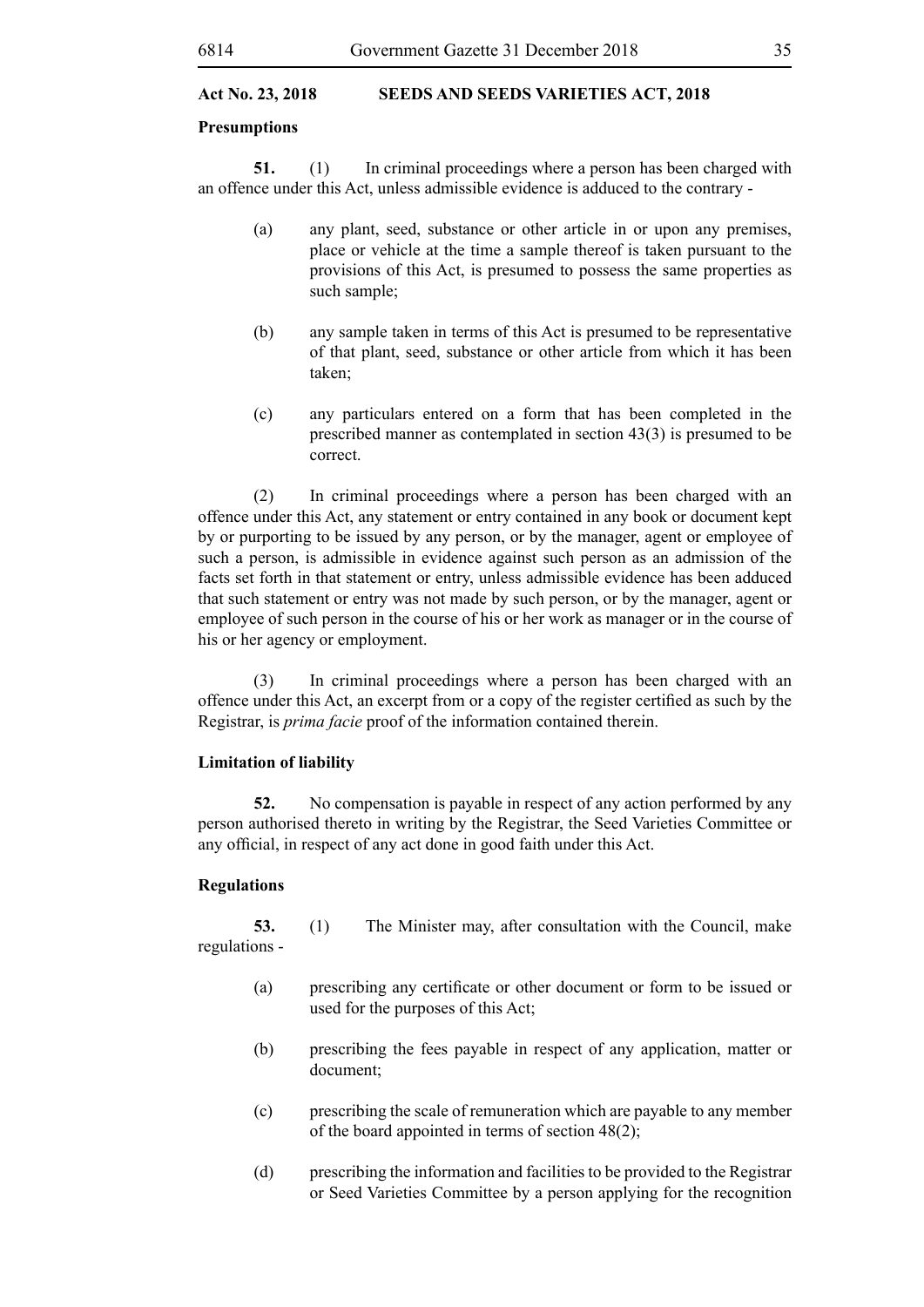**Presumptions**

**51.** (1) In criminal proceedings where a person has been charged with an offence under this Act, unless admissible evidence is adduced to the contrary -

(a) any plant, seed, substance or other article in or upon any premises, place or vehicle at the time a sample thereof is taken pursuant to the provisions of this Act, is presumed to possess the same properties as such sample;

(b) any sample taken in terms of this Act is presumed to be representative of that plant, seed, substance or other article from which it has been taken;

(c) any particulars entered on a form that has been completed in the prescribed manner as contemplated in section 43(3) is presumed to be correct.

(2) In criminal proceedings where a person has been charged with an offence under this Act, any statement or entry contained in any book or document kept by or purporting to be issued by any person, or by the manager, agent or employee of such a person, is admissible in evidence against such person as an admission of the facts set forth in that statement or entry, unless admissible evidence has been adduced that such statement or entry was not made by such person, or by the manager, agent or employee of such person in the course of his or her work as manager or in the course of his or her agency or employment.

(3) In criminal proceedings where a person has been charged with an offence under this Act, an excerpt from or a copy of the register certified as such by the Registrar, is *prima facie* proof of the information contained therein.

**Limitation of liability**

**52.** No compensation is payable in respect of any action performed by any person authorised thereto in writing by the Registrar, the Seed Varieties Committee or any official, in respect of any act done in good faith under this Act.

**Regulations**

**53.** (1) The Minister may, after consultation with the Council, make regulations -

(a) prescribing any certificate or other document or form to be issued or used for the purposes of this Act;

(b) prescribing the fees payable in respect of any application, matter or document;

(c) prescribing the scale of remuneration which are payable to any member of the board appointed in terms of section 48(2);

(d) prescribing the information and facilities to be provided to the Registrar or Seed Varieties Committee by a person applying for the recognition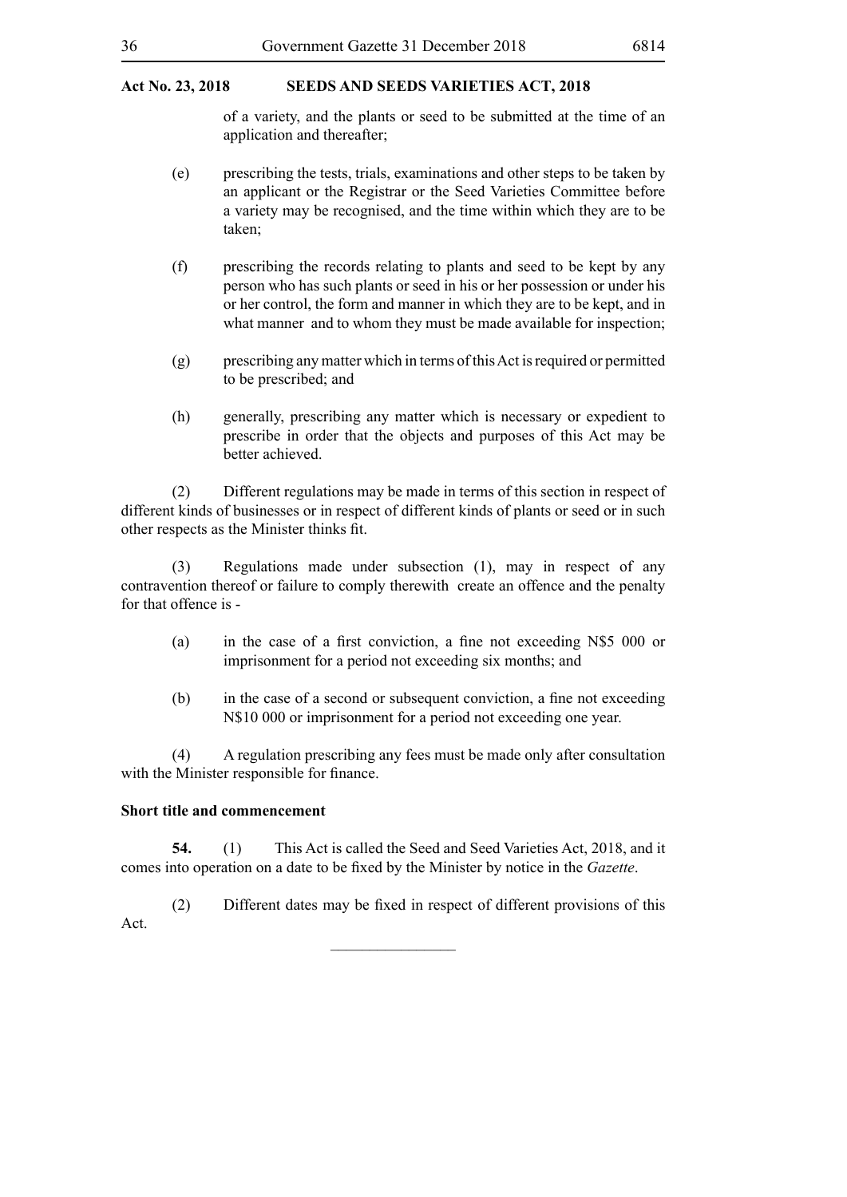of a variety, and the plants or seed to be submitted at the time of an application and thereafter;

(e) prescribing the tests, trials, examinations and other steps to be taken by an applicant or the Registrar or the Seed Varieties Committee before a variety may be recognised, and the time within which they are to be taken;

(f) prescribing the records relating to plants and seed to be kept by any person who has such plants or seed in his or her possession or under his or her control, the form and manner in which they are to be kept, and in what manner and to whom they must be made available for inspection;

(g) prescribing any matter which in terms of this Act is required or permitted to be prescribed; and

(h) generally, prescribing any matter which is necessary or expedient to prescribe in order that the objects and purposes of this Act may be better achieved.

(2) Different regulations may be made in terms of this section in respect of different kinds of businesses or in respect of different kinds of plants or seed or in such other respects as the Minister thinks fit.

(3) Regulations made under subsection (1), may in respect of any contravention thereof or failure to comply therewith create an offence and the penalty for that offence is -

(a) in the case of a first conviction, a fine not exceeding N$5 000 or imprisonment for a period not exceeding six months; and

(b) in the case of a second or subsequent conviction, a fine not exceeding N$10 000 or imprisonment for a period not exceeding one year.

(4) A regulation prescribing any fees must be made only after consultation with the Minister responsible for finance.

**Short title and commencement**

**54.** (1) This Act is called the Seed and Seed Varieties Act, 2018, and it comes into operation on a date to be fixed by the Minister by notice in the *Gazette*.

(2) Different dates may be fixed in respect of different provisions of this Act.

________________